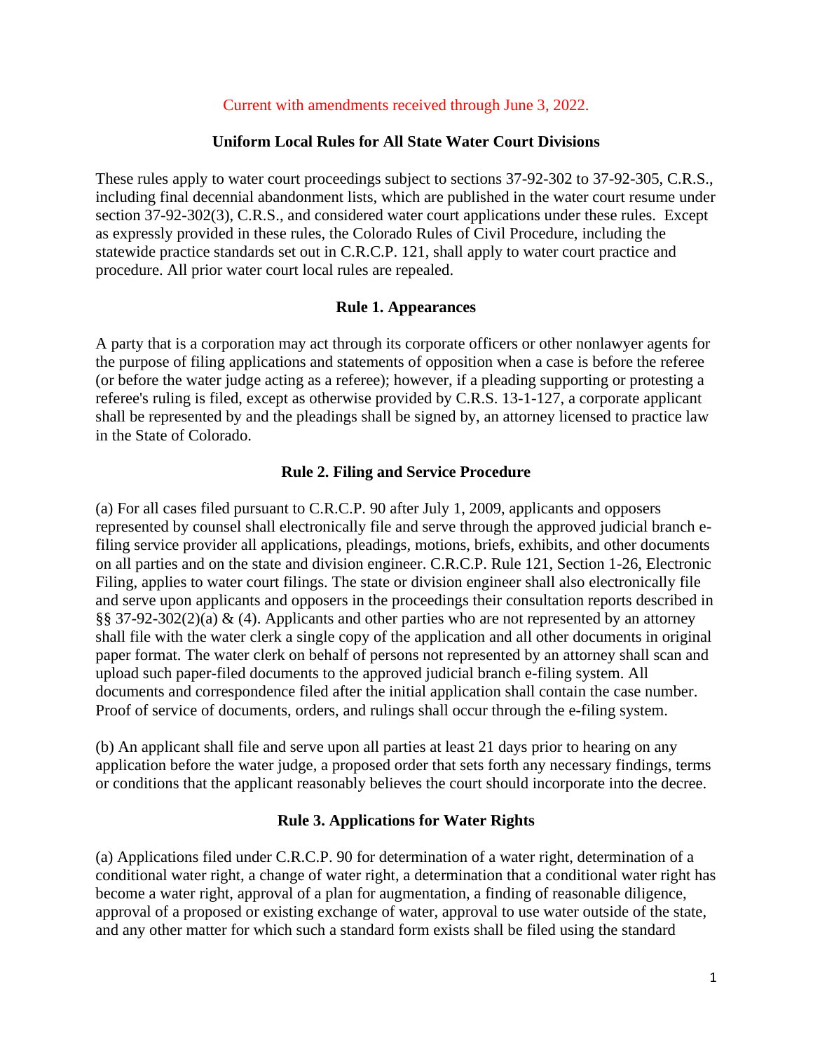Current with amendments received through June 3, 2022.

# Uniform Local Rules for All State Water Court Divisions

These rules apply to water court proceedings subject to sections 37-92-302 to 37-92-305, C.R.S., including final decennial abandonment lists, which are published in the water court resume under section 37-92-302(3), C.R.S., and considered water court applications under these rules. Except as expressly provided in these rules, the Colorado Rules of Civil Procedure, including the statewide practice standards set out in C.R.C.P. 121, shall apply to water court practice and procedure. All prior water court local rules are repealed.

## Rule 1. Appearances

A party that is a corporation may act through its corporate officers or other nonlawyer agents for the purpose of filing applications and statements of opposition when a case is before the referee (or before the water judge acting as a referee); however, if a pleading supporting or protesting a referee's ruling is filed, except as otherwise provided by C.R.S. 13-1-127, a corporate applicant shall be represented by and the pleadings shall be signed by, an attorney licensed to practice law in the State of Colorado.

## Rule 2. Filing and Service Procedure

(a) For all cases filed pursuant to C.R.C.P. 90 after July 1, 2009, applicants and opposers represented by counsel shall electronically file and serve through the approved judicial branch e-filing service provider all applications, pleadings, motions, briefs, exhibits, and other documents on all parties and on the state and division engineer. C.R.C.P. Rule 121, Section 1-26, Electronic Filing, applies to water court filings. The state or division engineer shall also electronically file and serve upon applicants and opposers in the proceedings their consultation reports described in §§ 37-92-302(2)(a) & (4). Applicants and other parties who are not represented by an attorney shall file with the water clerk a single copy of the application and all other documents in original paper format. The water clerk on behalf of persons not represented by an attorney shall scan and upload such paper-filed documents to the approved judicial branch e-filing system. All documents and correspondence filed after the initial application shall contain the case number. Proof of service of documents, orders, and rulings shall occur through the e-filing system.

(b) An applicant shall file and serve upon all parties at least 21 days prior to hearing on any application before the water judge, a proposed order that sets forth any necessary findings, terms or conditions that the applicant reasonably believes the court should incorporate into the decree.

## Rule 3. Applications for Water Rights

(a) Applications filed under C.R.C.P. 90 for determination of a water right, determination of a conditional water right, a change of water right, a determination that a conditional water right has become a water right, approval of a plan for augmentation, a finding of reasonable diligence, approval of a proposed or existing exchange of water, approval to use water outside of the state, and any other matter for which such a standard form exists shall be filed using the standard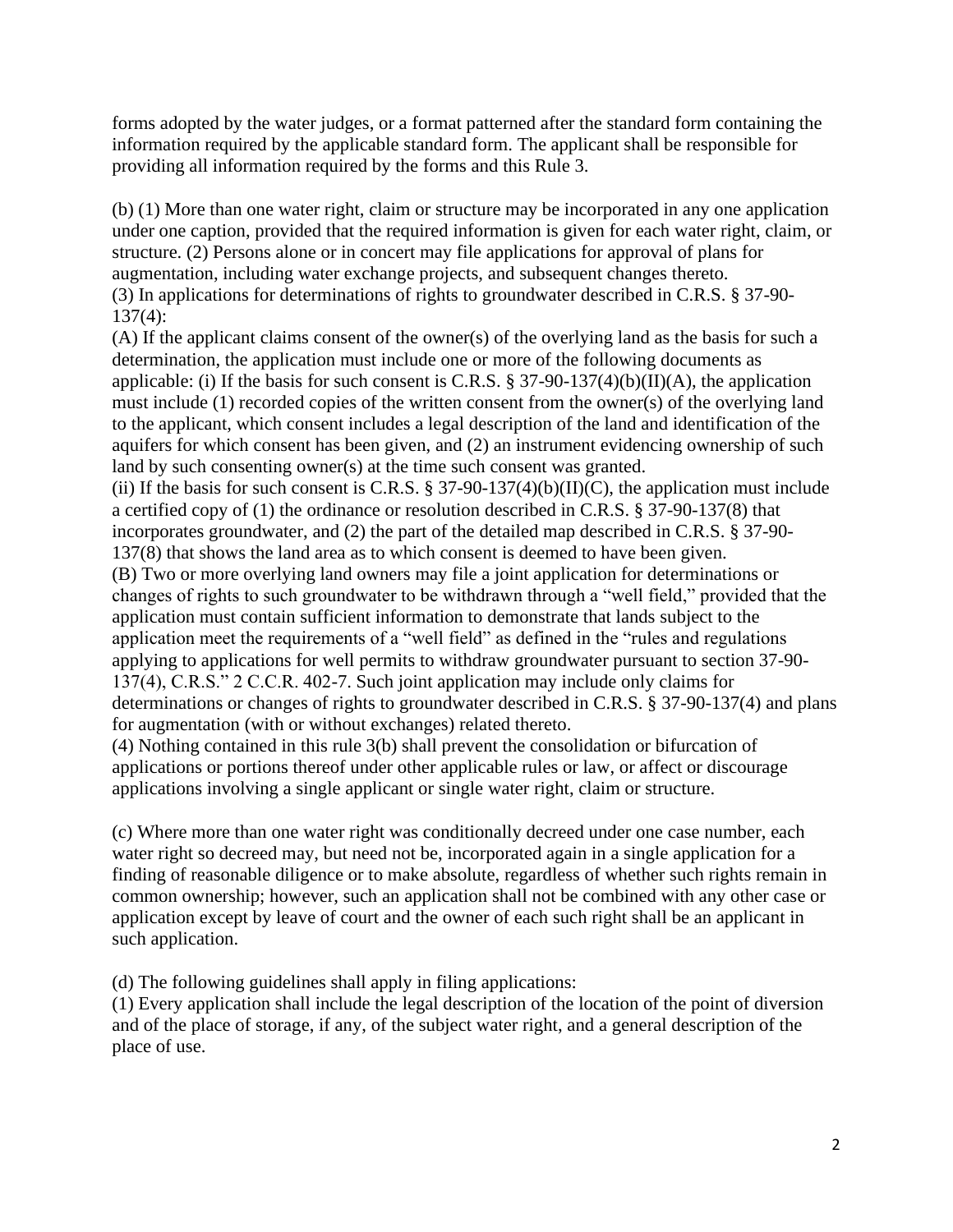forms adopted by the water judges, or a format patterned after the standard form containing the information required by the applicable standard form. The applicant shall be responsible for providing all information required by the forms and this Rule 3.

(b) (1) More than one water right, claim or structure may be incorporated in any one application under one caption, provided that the required information is given for each water right, claim, or structure. (2) Persons alone or in concert may file applications for approval of plans for augmentation, including water exchange projects, and subsequent changes thereto.
(3) In applications for determinations of rights to groundwater described in C.R.S. § 37-90-137(4):
(A) If the applicant claims consent of the owner(s) of the overlying land as the basis for such a determination, the application must include one or more of the following documents as applicable: (i) If the basis for such consent is C.R.S. § 37-90-137(4)(b)(II)(A), the application must include (1) recorded copies of the written consent from the owner(s) of the overlying land to the applicant, which consent includes a legal description of the land and identification of the aquifers for which consent has been given, and (2) an instrument evidencing ownership of such land by such consenting owner(s) at the time such consent was granted.
(ii) If the basis for such consent is C.R.S. § 37-90-137(4)(b)(II)(C), the application must include a certified copy of (1) the ordinance or resolution described in C.R.S. § 37-90-137(8) that incorporates groundwater, and (2) the part of the detailed map described in C.R.S. § 37-90-137(8) that shows the land area as to which consent is deemed to have been given.
(B) Two or more overlying land owners may file a joint application for determinations or changes of rights to such groundwater to be withdrawn through a "well field," provided that the application must contain sufficient information to demonstrate that lands subject to the application meet the requirements of a "well field" as defined in the "rules and regulations applying to applications for well permits to withdraw groundwater pursuant to section 37-90-137(4), C.R.S." 2 C.C.R. 402-7. Such joint application may include only claims for determinations or changes of rights to groundwater described in C.R.S. § 37-90-137(4) and plans for augmentation (with or without exchanges) related thereto.
(4) Nothing contained in this rule 3(b) shall prevent the consolidation or bifurcation of applications or portions thereof under other applicable rules or law, or affect or discourage applications involving a single applicant or single water right, claim or structure.

(c) Where more than one water right was conditionally decreed under one case number, each water right so decreed may, but need not be, incorporated again in a single application for a finding of reasonable diligence or to make absolute, regardless of whether such rights remain in common ownership; however, such an application shall not be combined with any other case or application except by leave of court and the owner of each such right shall be an applicant in such application.

(d) The following guidelines shall apply in filing applications:
(1) Every application shall include the legal description of the location of the point of diversion and of the place of storage, if any, of the subject water right, and a general description of the place of use.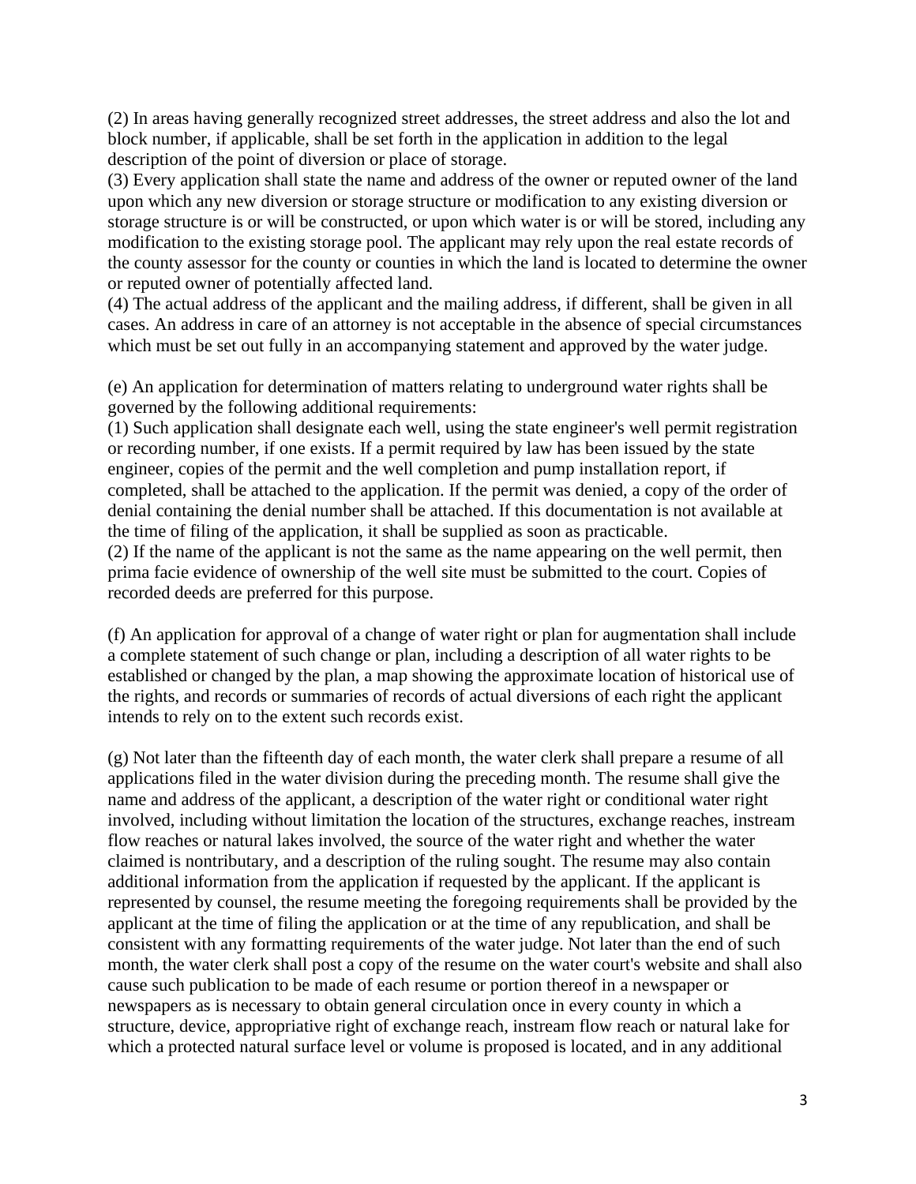(2) In areas having generally recognized street addresses, the street address and also the lot and block number, if applicable, shall be set forth in the application in addition to the legal description of the point of diversion or place of storage.
(3) Every application shall state the name and address of the owner or reputed owner of the land upon which any new diversion or storage structure or modification to any existing diversion or storage structure is or will be constructed, or upon which water is or will be stored, including any modification to the existing storage pool. The applicant may rely upon the real estate records of the county assessor for the county or counties in which the land is located to determine the owner or reputed owner of potentially affected land.
(4) The actual address of the applicant and the mailing address, if different, shall be given in all cases. An address in care of an attorney is not acceptable in the absence of special circumstances which must be set out fully in an accompanying statement and approved by the water judge.

(e) An application for determination of matters relating to underground water rights shall be governed by the following additional requirements:
(1) Such application shall designate each well, using the state engineer's well permit registration or recording number, if one exists. If a permit required by law has been issued by the state engineer, copies of the permit and the well completion and pump installation report, if completed, shall be attached to the application. If the permit was denied, a copy of the order of denial containing the denial number shall be attached. If this documentation is not available at the time of filing of the application, it shall be supplied as soon as practicable.
(2) If the name of the applicant is not the same as the name appearing on the well permit, then prima facie evidence of ownership of the well site must be submitted to the court. Copies of recorded deeds are preferred for this purpose.

(f) An application for approval of a change of water right or plan for augmentation shall include a complete statement of such change or plan, including a description of all water rights to be established or changed by the plan, a map showing the approximate location of historical use of the rights, and records or summaries of records of actual diversions of each right the applicant intends to rely on to the extent such records exist.

(g) Not later than the fifteenth day of each month, the water clerk shall prepare a resume of all applications filed in the water division during the preceding month. The resume shall give the name and address of the applicant, a description of the water right or conditional water right involved, including without limitation the location of the structures, exchange reaches, instream flow reaches or natural lakes involved, the source of the water right and whether the water claimed is nontributary, and a description of the ruling sought. The resume may also contain additional information from the application if requested by the applicant. If the applicant is represented by counsel, the resume meeting the foregoing requirements shall be provided by the applicant at the time of filing the application or at the time of any republication, and shall be consistent with any formatting requirements of the water judge. Not later than the end of such month, the water clerk shall post a copy of the resume on the water court's website and shall also cause such publication to be made of each resume or portion thereof in a newspaper or newspapers as is necessary to obtain general circulation once in every county in which a structure, device, appropriative right of exchange reach, instream flow reach or natural lake for which a protected natural surface level or volume is proposed is located, and in any additional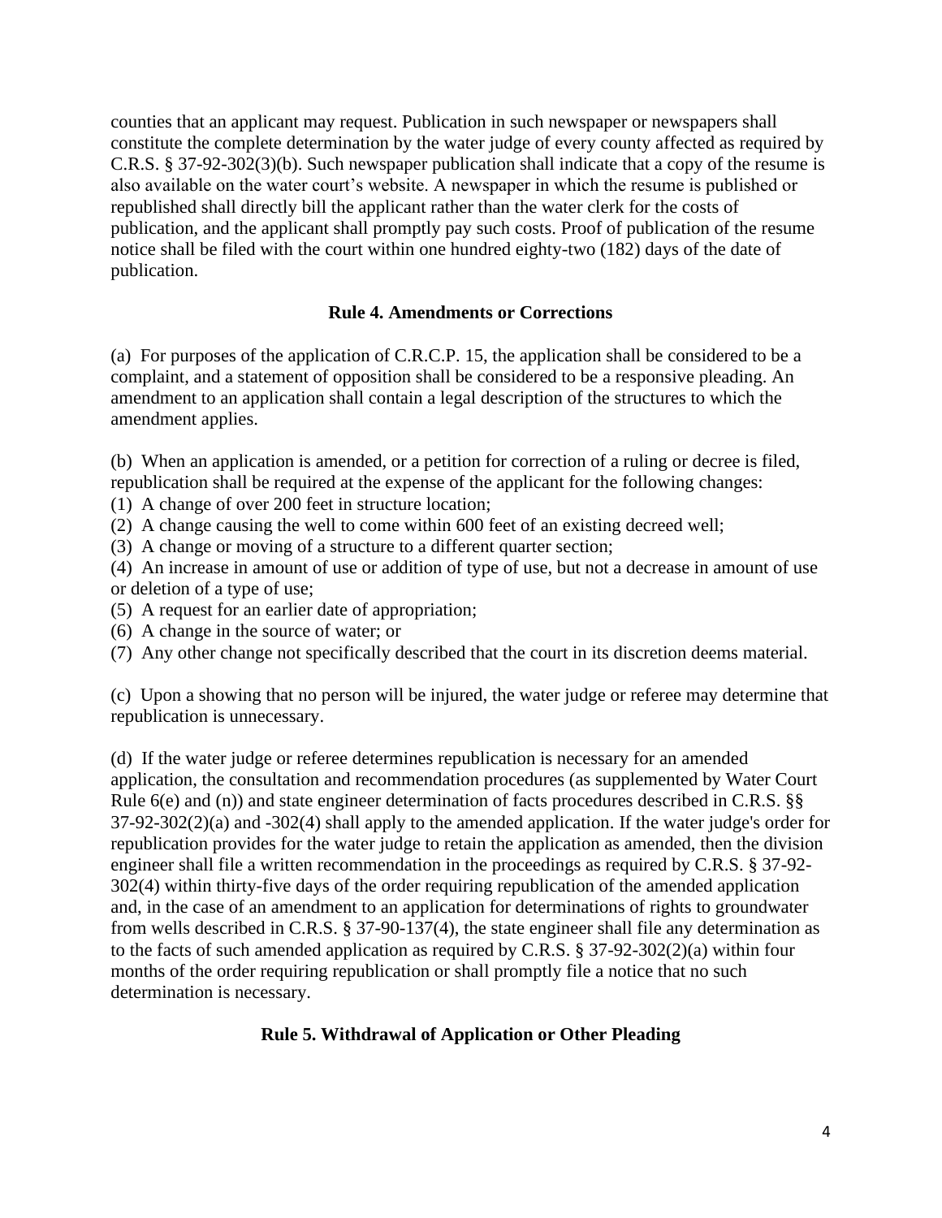counties that an applicant may request. Publication in such newspaper or newspapers shall constitute the complete determination by the water judge of every county affected as required by C.R.S. § 37-92-302(3)(b). Such newspaper publication shall indicate that a copy of the resume is also available on the water court's website. A newspaper in which the resume is published or republished shall directly bill the applicant rather than the water clerk for the costs of publication, and the applicant shall promptly pay such costs. Proof of publication of the resume notice shall be filed with the court within one hundred eighty-two (182) days of the date of publication.

### Rule 4. Amendments or Corrections

(a) For purposes of the application of C.R.C.P. 15, the application shall be considered to be a complaint, and a statement of opposition shall be considered to be a responsive pleading. An amendment to an application shall contain a legal description of the structures to which the amendment applies.

(b) When an application is amended, or a petition for correction of a ruling or decree is filed, republication shall be required at the expense of the applicant for the following changes:
(1) A change of over 200 feet in structure location;
(2) A change causing the well to come within 600 feet of an existing decreed well;
(3) A change or moving of a structure to a different quarter section;
(4) An increase in amount of use or addition of type of use, but not a decrease in amount of use or deletion of a type of use;
(5) A request for an earlier date of appropriation;
(6) A change in the source of water; or
(7) Any other change not specifically described that the court in its discretion deems material.

(c) Upon a showing that no person will be injured, the water judge or referee may determine that republication is unnecessary.

(d) If the water judge or referee determines republication is necessary for an amended application, the consultation and recommendation procedures (as supplemented by Water Court Rule 6(e) and (n)) and state engineer determination of facts procedures described in C.R.S. §§ 37-92-302(2)(a) and -302(4) shall apply to the amended application. If the water judge's order for republication provides for the water judge to retain the application as amended, then the division engineer shall file a written recommendation in the proceedings as required by C.R.S. § 37-92-302(4) within thirty-five days of the order requiring republication of the amended application and, in the case of an amendment to an application for determinations of rights to groundwater from wells described in C.R.S. § 37-90-137(4), the state engineer shall file any determination as to the facts of such amended application as required by C.R.S. § 37-92-302(2)(a) within four months of the order requiring republication or shall promptly file a notice that no such determination is necessary.

### Rule 5. Withdrawal of Application or Other Pleading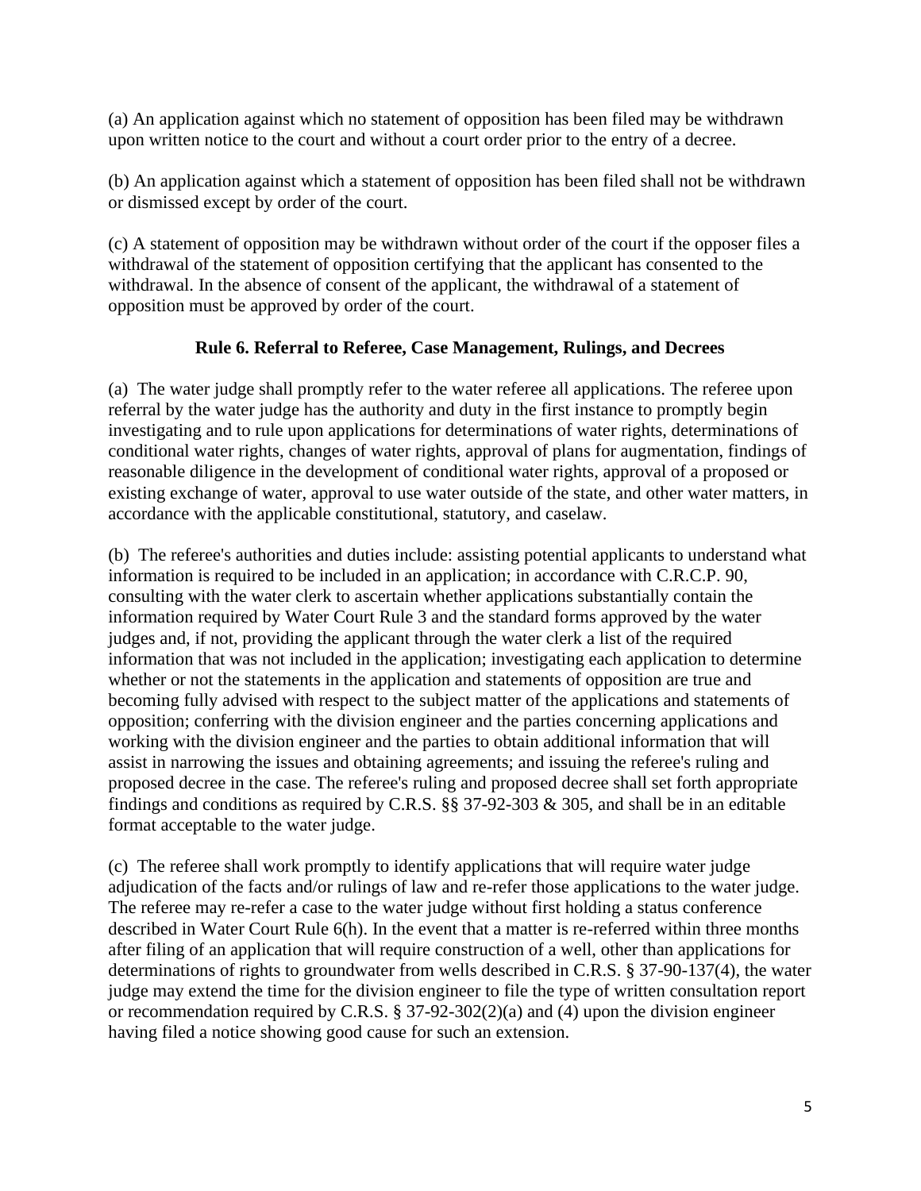(a) An application against which no statement of opposition has been filed may be withdrawn upon written notice to the court and without a court order prior to the entry of a decree.

(b) An application against which a statement of opposition has been filed shall not be withdrawn or dismissed except by order of the court.

(c) A statement of opposition may be withdrawn without order of the court if the opposer files a withdrawal of the statement of opposition certifying that the applicant has consented to the withdrawal. In the absence of consent of the applicant, the withdrawal of a statement of opposition must be approved by order of the court.

## Rule 6. Referral to Referee, Case Management, Rulings, and Decrees

(a) The water judge shall promptly refer to the water referee all applications. The referee upon referral by the water judge has the authority and duty in the first instance to promptly begin investigating and to rule upon applications for determinations of water rights, determinations of conditional water rights, changes of water rights, approval of plans for augmentation, findings of reasonable diligence in the development of conditional water rights, approval of a proposed or existing exchange of water, approval to use water outside of the state, and other water matters, in accordance with the applicable constitutional, statutory, and caselaw.

(b) The referee's authorities and duties include: assisting potential applicants to understand what information is required to be included in an application; in accordance with C.R.C.P. 90, consulting with the water clerk to ascertain whether applications substantially contain the information required by Water Court Rule 3 and the standard forms approved by the water judges and, if not, providing the applicant through the water clerk a list of the required information that was not included in the application; investigating each application to determine whether or not the statements in the application and statements of opposition are true and becoming fully advised with respect to the subject matter of the applications and statements of opposition; conferring with the division engineer and the parties concerning applications and working with the division engineer and the parties to obtain additional information that will assist in narrowing the issues and obtaining agreements; and issuing the referee's ruling and proposed decree in the case. The referee's ruling and proposed decree shall set forth appropriate findings and conditions as required by C.R.S. §§ 37-92-303 & 305, and shall be in an editable format acceptable to the water judge.

(c) The referee shall work promptly to identify applications that will require water judge adjudication of the facts and/or rulings of law and re-refer those applications to the water judge. The referee may re-refer a case to the water judge without first holding a status conference described in Water Court Rule 6(h). In the event that a matter is re-referred within three months after filing of an application that will require construction of a well, other than applications for determinations of rights to groundwater from wells described in C.R.S. § 37-90-137(4), the water judge may extend the time for the division engineer to file the type of written consultation report or recommendation required by C.R.S. § 37-92-302(2)(a) and (4) upon the division engineer having filed a notice showing good cause for such an extension.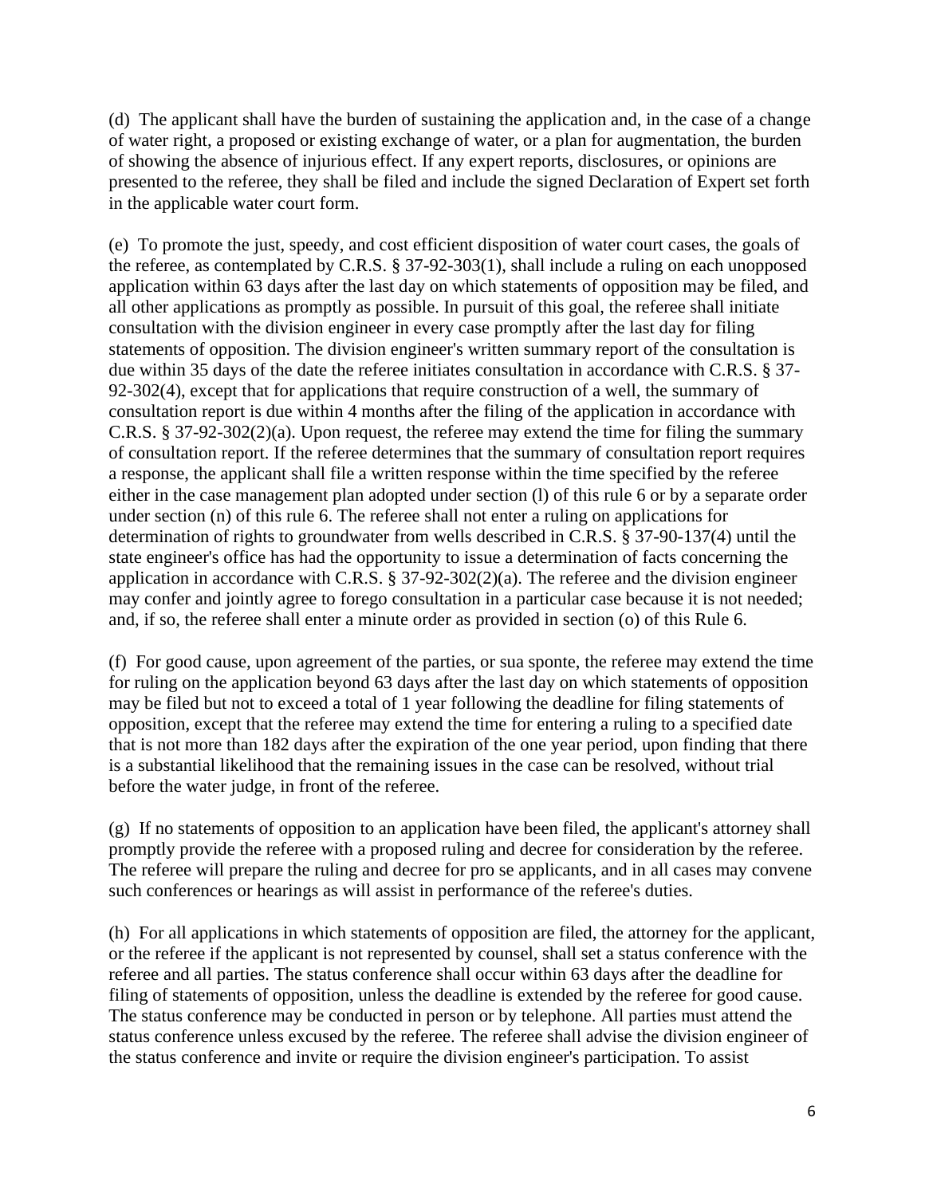(d) The applicant shall have the burden of sustaining the application and, in the case of a change of water right, a proposed or existing exchange of water, or a plan for augmentation, the burden of showing the absence of injurious effect. If any expert reports, disclosures, or opinions are presented to the referee, they shall be filed and include the signed Declaration of Expert set forth in the applicable water court form.

(e) To promote the just, speedy, and cost efficient disposition of water court cases, the goals of the referee, as contemplated by C.R.S. § 37-92-303(1), shall include a ruling on each unopposed application within 63 days after the last day on which statements of opposition may be filed, and all other applications as promptly as possible. In pursuit of this goal, the referee shall initiate consultation with the division engineer in every case promptly after the last day for filing statements of opposition. The division engineer's written summary report of the consultation is due within 35 days of the date the referee initiates consultation in accordance with C.R.S. § 37-92-302(4), except that for applications that require construction of a well, the summary of consultation report is due within 4 months after the filing of the application in accordance with C.R.S. § 37-92-302(2)(a). Upon request, the referee may extend the time for filing the summary of consultation report. If the referee determines that the summary of consultation report requires a response, the applicant shall file a written response within the time specified by the referee either in the case management plan adopted under section (l) of this rule 6 or by a separate order under section (n) of this rule 6. The referee shall not enter a ruling on applications for determination of rights to groundwater from wells described in C.R.S. § 37-90-137(4) until the state engineer's office has had the opportunity to issue a determination of facts concerning the application in accordance with C.R.S. § 37-92-302(2)(a). The referee and the division engineer may confer and jointly agree to forego consultation in a particular case because it is not needed; and, if so, the referee shall enter a minute order as provided in section (o) of this Rule 6.

(f) For good cause, upon agreement of the parties, or sua sponte, the referee may extend the time for ruling on the application beyond 63 days after the last day on which statements of opposition may be filed but not to exceed a total of 1 year following the deadline for filing statements of opposition, except that the referee may extend the time for entering a ruling to a specified date that is not more than 182 days after the expiration of the one year period, upon finding that there is a substantial likelihood that the remaining issues in the case can be resolved, without trial before the water judge, in front of the referee.

(g) If no statements of opposition to an application have been filed, the applicant's attorney shall promptly provide the referee with a proposed ruling and decree for consideration by the referee. The referee will prepare the ruling and decree for pro se applicants, and in all cases may convene such conferences or hearings as will assist in performance of the referee's duties.

(h) For all applications in which statements of opposition are filed, the attorney for the applicant, or the referee if the applicant is not represented by counsel, shall set a status conference with the referee and all parties. The status conference shall occur within 63 days after the deadline for filing of statements of opposition, unless the deadline is extended by the referee for good cause. The status conference may be conducted in person or by telephone. All parties must attend the status conference unless excused by the referee. The referee shall advise the division engineer of the status conference and invite or require the division engineer's participation. To assist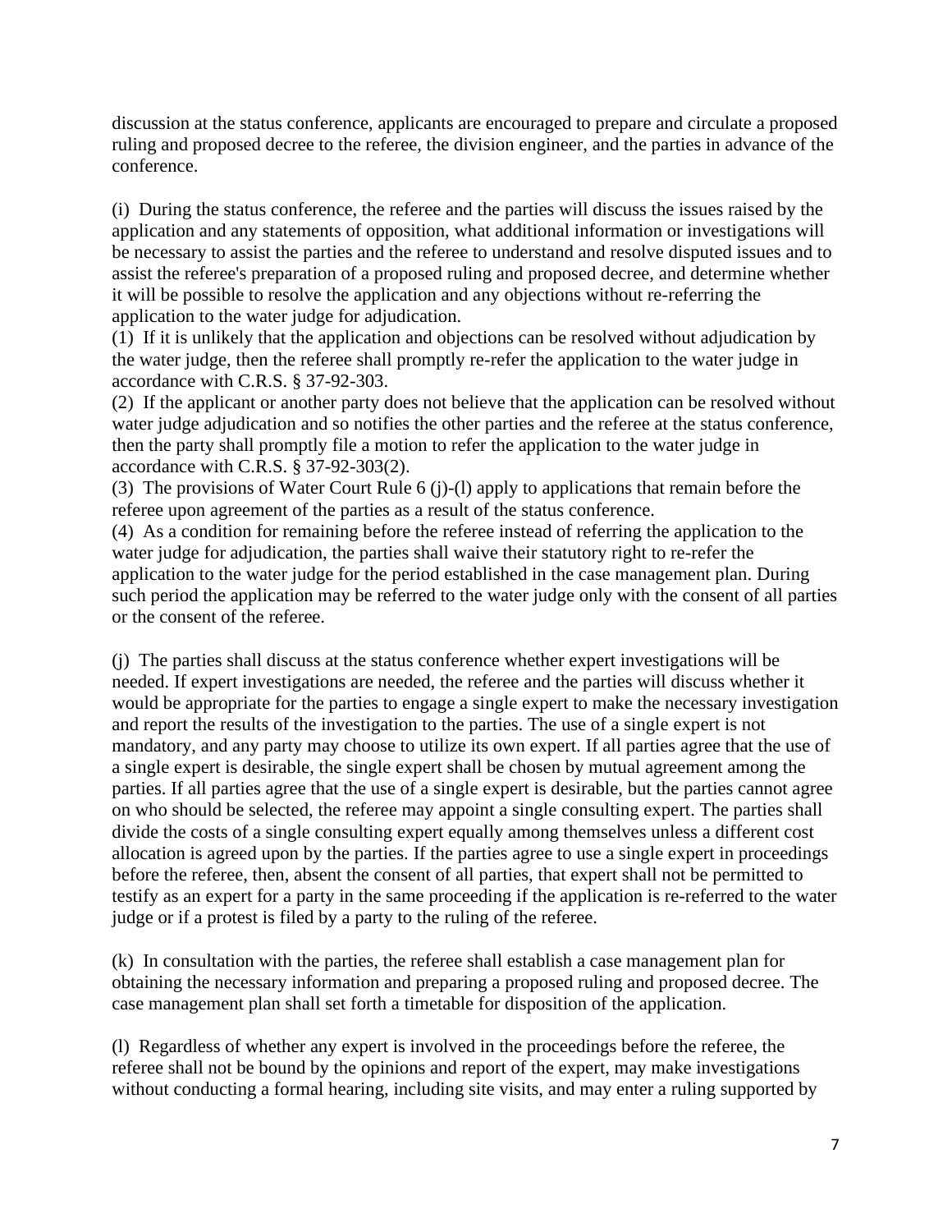discussion at the status conference, applicants are encouraged to prepare and circulate a proposed ruling and proposed decree to the referee, the division engineer, and the parties in advance of the conference.

(i) During the status conference, the referee and the parties will discuss the issues raised by the application and any statements of opposition, what additional information or investigations will be necessary to assist the parties and the referee to understand and resolve disputed issues and to assist the referee's preparation of a proposed ruling and proposed decree, and determine whether it will be possible to resolve the application and any objections without re-referring the application to the water judge for adjudication.

(1) If it is unlikely that the application and objections can be resolved without adjudication by the water judge, then the referee shall promptly re-refer the application to the water judge in accordance with C.R.S. § 37-92-303.

(2) If the applicant or another party does not believe that the application can be resolved without water judge adjudication and so notifies the other parties and the referee at the status conference, then the party shall promptly file a motion to refer the application to the water judge in accordance with C.R.S. § 37-92-303(2).

(3) The provisions of Water Court Rule 6 (j)-(l) apply to applications that remain before the referee upon agreement of the parties as a result of the status conference.

(4) As a condition for remaining before the referee instead of referring the application to the water judge for adjudication, the parties shall waive their statutory right to re-refer the application to the water judge for the period established in the case management plan. During such period the application may be referred to the water judge only with the consent of all parties or the consent of the referee.

(j) The parties shall discuss at the status conference whether expert investigations will be needed. If expert investigations are needed, the referee and the parties will discuss whether it would be appropriate for the parties to engage a single expert to make the necessary investigation and report the results of the investigation to the parties. The use of a single expert is not mandatory, and any party may choose to utilize its own expert. If all parties agree that the use of a single expert is desirable, the single expert shall be chosen by mutual agreement among the parties. If all parties agree that the use of a single expert is desirable, but the parties cannot agree on who should be selected, the referee may appoint a single consulting expert. The parties shall divide the costs of a single consulting expert equally among themselves unless a different cost allocation is agreed upon by the parties. If the parties agree to use a single expert in proceedings before the referee, then, absent the consent of all parties, that expert shall not be permitted to testify as an expert for a party in the same proceeding if the application is re-referred to the water judge or if a protest is filed by a party to the ruling of the referee.

(k) In consultation with the parties, the referee shall establish a case management plan for obtaining the necessary information and preparing a proposed ruling and proposed decree. The case management plan shall set forth a timetable for disposition of the application.

(l) Regardless of whether any expert is involved in the proceedings before the referee, the referee shall not be bound by the opinions and report of the expert, may make investigations without conducting a formal hearing, including site visits, and may enter a ruling supported by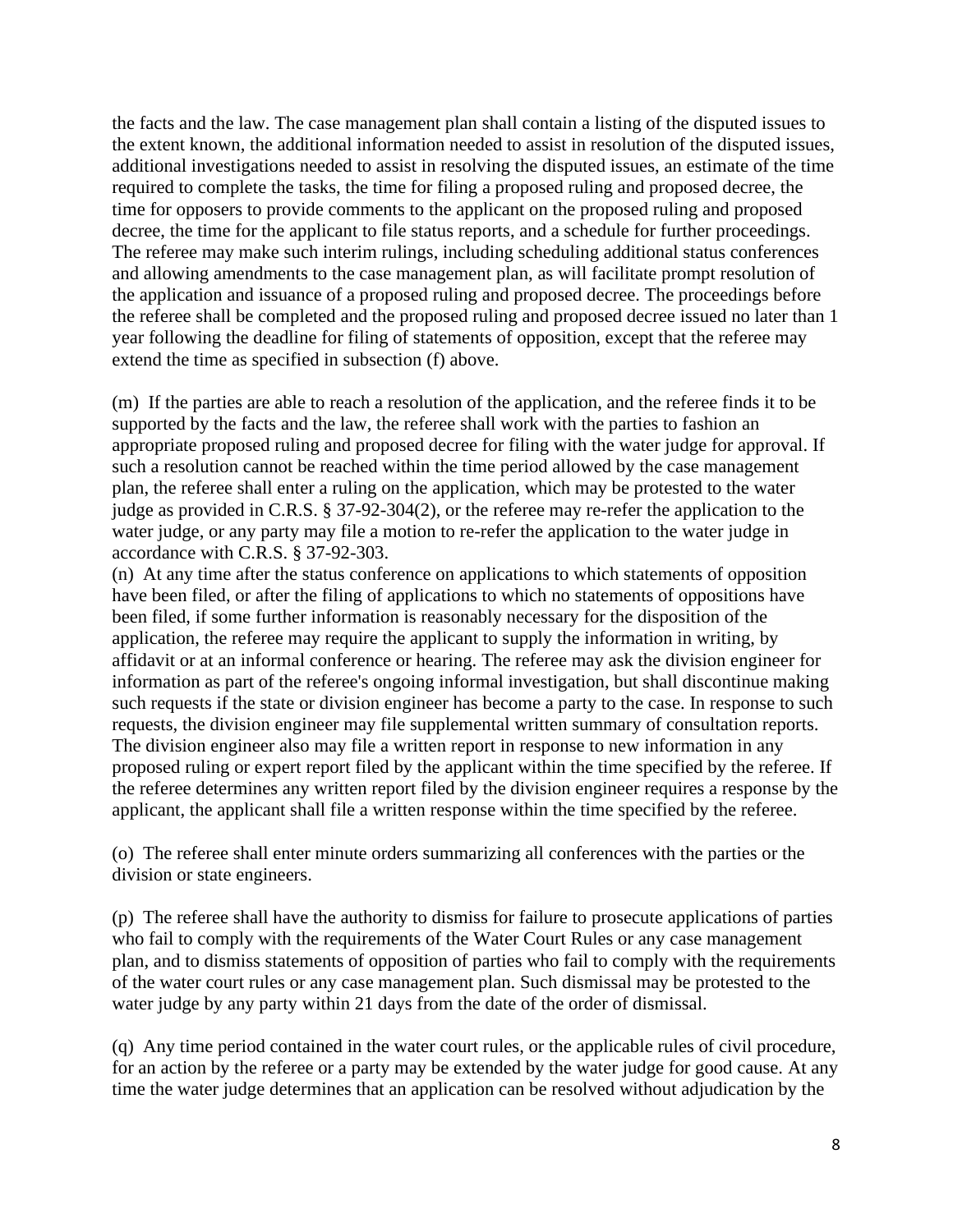the facts and the law. The case management plan shall contain a listing of the disputed issues to the extent known, the additional information needed to assist in resolution of the disputed issues, additional investigations needed to assist in resolving the disputed issues, an estimate of the time required to complete the tasks, the time for filing a proposed ruling and proposed decree, the time for opposers to provide comments to the applicant on the proposed ruling and proposed decree, the time for the applicant to file status reports, and a schedule for further proceedings. The referee may make such interim rulings, including scheduling additional status conferences and allowing amendments to the case management plan, as will facilitate prompt resolution of the application and issuance of a proposed ruling and proposed decree. The proceedings before the referee shall be completed and the proposed ruling and proposed decree issued no later than 1 year following the deadline for filing of statements of opposition, except that the referee may extend the time as specified in subsection (f) above.

(m) If the parties are able to reach a resolution of the application, and the referee finds it to be supported by the facts and the law, the referee shall work with the parties to fashion an appropriate proposed ruling and proposed decree for filing with the water judge for approval. If such a resolution cannot be reached within the time period allowed by the case management plan, the referee shall enter a ruling on the application, which may be protested to the water judge as provided in C.R.S. § 37-92-304(2), or the referee may re-refer the application to the water judge, or any party may file a motion to re-refer the application to the water judge in accordance with C.R.S. § 37-92-303.

(n) At any time after the status conference on applications to which statements of opposition have been filed, or after the filing of applications to which no statements of oppositions have been filed, if some further information is reasonably necessary for the disposition of the application, the referee may require the applicant to supply the information in writing, by affidavit or at an informal conference or hearing. The referee may ask the division engineer for information as part of the referee's ongoing informal investigation, but shall discontinue making such requests if the state or division engineer has become a party to the case. In response to such requests, the division engineer may file supplemental written summary of consultation reports. The division engineer also may file a written report in response to new information in any proposed ruling or expert report filed by the applicant within the time specified by the referee. If the referee determines any written report filed by the division engineer requires a response by the applicant, the applicant shall file a written response within the time specified by the referee.

(o) The referee shall enter minute orders summarizing all conferences with the parties or the division or state engineers.

(p) The referee shall have the authority to dismiss for failure to prosecute applications of parties who fail to comply with the requirements of the Water Court Rules or any case management plan, and to dismiss statements of opposition of parties who fail to comply with the requirements of the water court rules or any case management plan. Such dismissal may be protested to the water judge by any party within 21 days from the date of the order of dismissal.

(q) Any time period contained in the water court rules, or the applicable rules of civil procedure, for an action by the referee or a party may be extended by the water judge for good cause. At any time the water judge determines that an application can be resolved without adjudication by the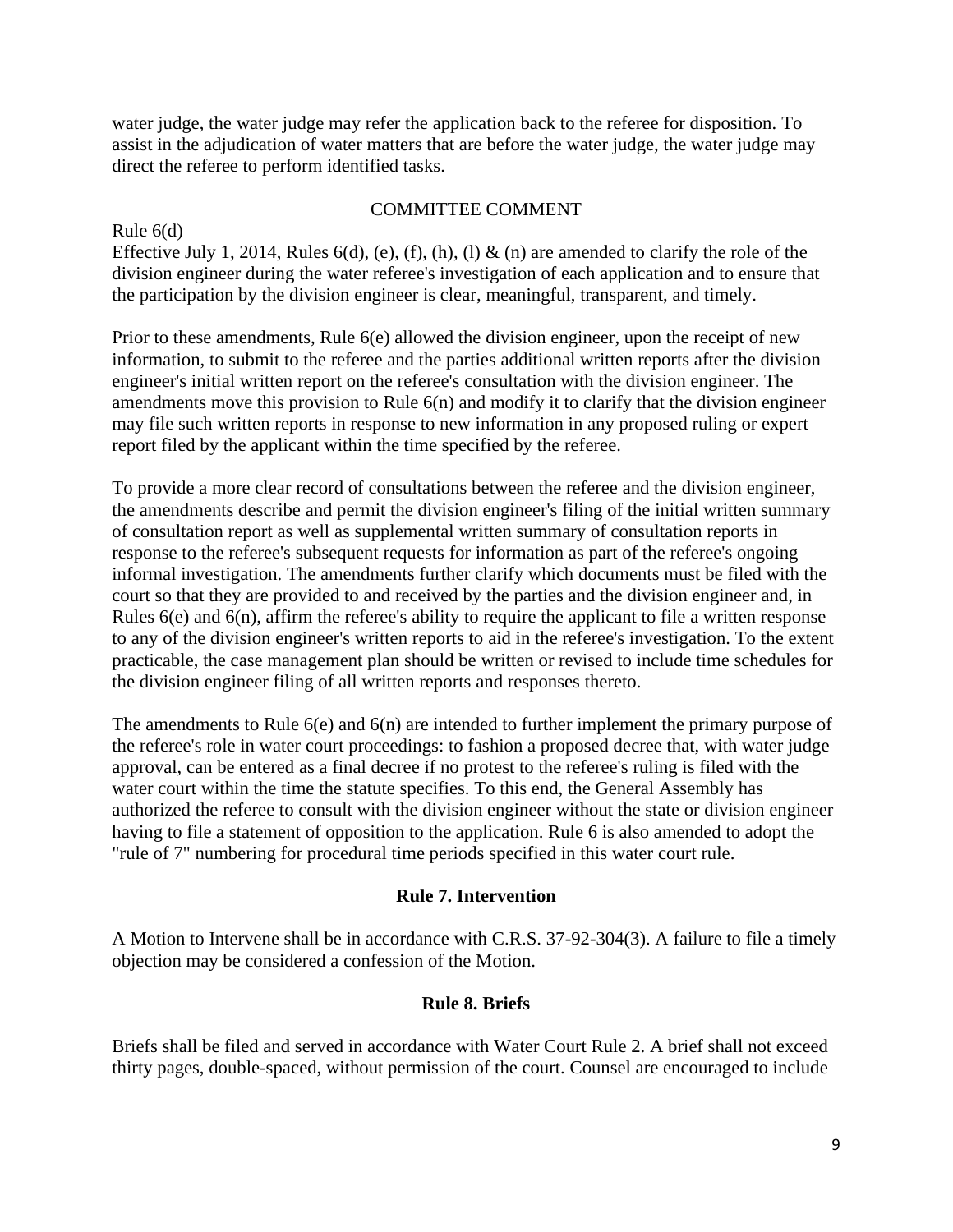water judge, the water judge may refer the application back to the referee for disposition. To assist in the adjudication of water matters that are before the water judge, the water judge may direct the referee to perform identified tasks.

COMMITTEE COMMENT

Rule 6(d)

Effective July 1, 2014, Rules 6(d), (e), (f), (h), (l) & (n) are amended to clarify the role of the division engineer during the water referee's investigation of each application and to ensure that the participation by the division engineer is clear, meaningful, transparent, and timely.

Prior to these amendments, Rule 6(e) allowed the division engineer, upon the receipt of new information, to submit to the referee and the parties additional written reports after the division engineer's initial written report on the referee's consultation with the division engineer. The amendments move this provision to Rule 6(n) and modify it to clarify that the division engineer may file such written reports in response to new information in any proposed ruling or expert report filed by the applicant within the time specified by the referee.

To provide a more clear record of consultations between the referee and the division engineer, the amendments describe and permit the division engineer's filing of the initial written summary of consultation report as well as supplemental written summary of consultation reports in response to the referee's subsequent requests for information as part of the referee's ongoing informal investigation. The amendments further clarify which documents must be filed with the court so that they are provided to and received by the parties and the division engineer and, in Rules 6(e) and 6(n), affirm the referee's ability to require the applicant to file a written response to any of the division engineer's written reports to aid in the referee's investigation. To the extent practicable, the case management plan should be written or revised to include time schedules for the division engineer filing of all written reports and responses thereto.

The amendments to Rule 6(e) and 6(n) are intended to further implement the primary purpose of the referee's role in water court proceedings: to fashion a proposed decree that, with water judge approval, can be entered as a final decree if no protest to the referee's ruling is filed with the water court within the time the statute specifies. To this end, the General Assembly has authorized the referee to consult with the division engineer without the state or division engineer having to file a statement of opposition to the application. Rule 6 is also amended to adopt the "rule of 7" numbering for procedural time periods specified in this water court rule.

## Rule 7. Intervention

A Motion to Intervene shall be in accordance with C.R.S. 37-92-304(3). A failure to file a timely objection may be considered a confession of the Motion.

## Rule 8. Briefs

Briefs shall be filed and served in accordance with Water Court Rule 2. A brief shall not exceed thirty pages, double-spaced, without permission of the court. Counsel are encouraged to include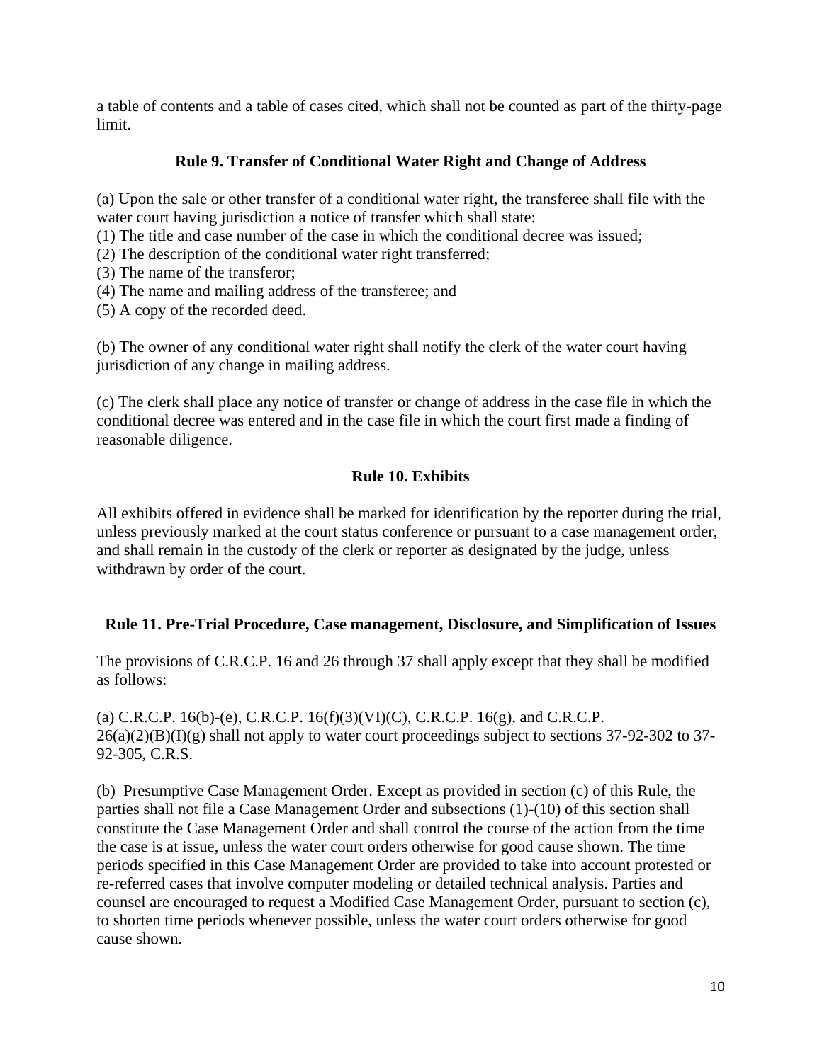a table of contents and a table of cases cited, which shall not be counted as part of the thirty-page limit.

### Rule 9. Transfer of Conditional Water Right and Change of Address

(a) Upon the sale or other transfer of a conditional water right, the transferee shall file with the water court having jurisdiction a notice of transfer which shall state:
(1) The title and case number of the case in which the conditional decree was issued;
(2) The description of the conditional water right transferred;
(3) The name of the transferor;
(4) The name and mailing address of the transferee; and
(5) A copy of the recorded deed.

(b) The owner of any conditional water right shall notify the clerk of the water court having jurisdiction of any change in mailing address.

(c) The clerk shall place any notice of transfer or change of address in the case file in which the conditional decree was entered and in the case file in which the court first made a finding of reasonable diligence.

### Rule 10. Exhibits

All exhibits offered in evidence shall be marked for identification by the reporter during the trial, unless previously marked at the court status conference or pursuant to a case management order, and shall remain in the custody of the clerk or reporter as designated by the judge, unless withdrawn by order of the court.

### Rule 11. Pre-Trial Procedure, Case management, Disclosure, and Simplification of Issues

The provisions of C.R.C.P. 16 and 26 through 37 shall apply except that they shall be modified as follows:

(a) C.R.C.P. 16(b)-(e), C.R.C.P. 16(f)(3)(VI)(C), C.R.C.P. 16(g), and C.R.C.P. 26(a)(2)(B)(I)(g) shall not apply to water court proceedings subject to sections 37-92-302 to 37-92-305, C.R.S.

(b) Presumptive Case Management Order. Except as provided in section (c) of this Rule, the parties shall not file a Case Management Order and subsections (1)-(10) of this section shall constitute the Case Management Order and shall control the course of the action from the time the case is at issue, unless the water court orders otherwise for good cause shown. The time periods specified in this Case Management Order are provided to take into account protested or re-referred cases that involve computer modeling or detailed technical analysis. Parties and counsel are encouraged to request a Modified Case Management Order, pursuant to section (c), to shorten time periods whenever possible, unless the water court orders otherwise for good cause shown.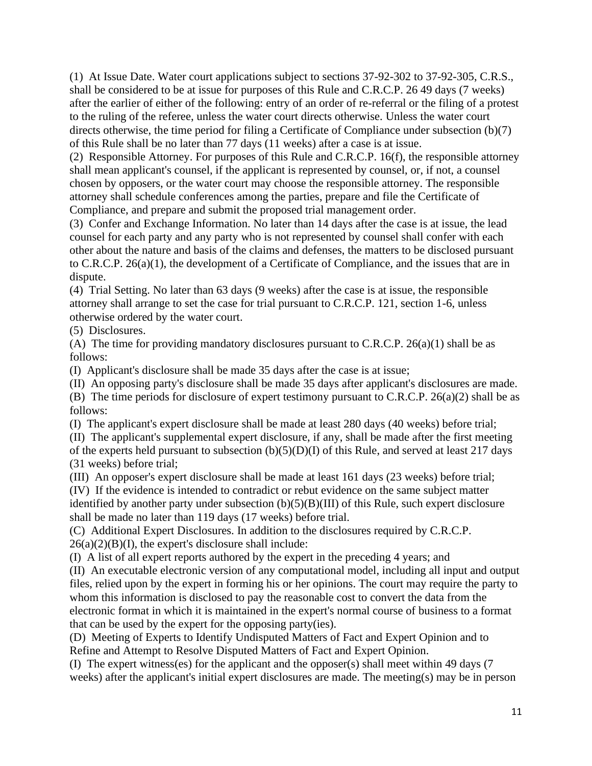(1) At Issue Date. Water court applications subject to sections 37-92-302 to 37-92-305, C.R.S., shall be considered to be at issue for purposes of this Rule and C.R.C.P. 26 49 days (7 weeks) after the earlier of either of the following: entry of an order of re-referral or the filing of a protest to the ruling of the referee, unless the water court directs otherwise. Unless the water court directs otherwise, the time period for filing a Certificate of Compliance under subsection (b)(7) of this Rule shall be no later than 77 days (11 weeks) after a case is at issue.

(2) Responsible Attorney. For purposes of this Rule and C.R.C.P. 16(f), the responsible attorney shall mean applicant's counsel, if the applicant is represented by counsel, or, if not, a counsel chosen by opposers, or the water court may choose the responsible attorney. The responsible attorney shall schedule conferences among the parties, prepare and file the Certificate of Compliance, and prepare and submit the proposed trial management order.

(3) Confer and Exchange Information. No later than 14 days after the case is at issue, the lead counsel for each party and any party who is not represented by counsel shall confer with each other about the nature and basis of the claims and defenses, the matters to be disclosed pursuant to C.R.C.P. 26(a)(1), the development of a Certificate of Compliance, and the issues that are in dispute.

(4) Trial Setting. No later than 63 days (9 weeks) after the case is at issue, the responsible attorney shall arrange to set the case for trial pursuant to C.R.C.P. 121, section 1-6, unless otherwise ordered by the water court.

(5) Disclosures.

(A) The time for providing mandatory disclosures pursuant to C.R.C.P. 26(a)(1) shall be as follows:

(I) Applicant's disclosure shall be made 35 days after the case is at issue;

(II) An opposing party's disclosure shall be made 35 days after applicant's disclosures are made.

(B) The time periods for disclosure of expert testimony pursuant to C.R.C.P. 26(a)(2) shall be as follows:

(I) The applicant's expert disclosure shall be made at least 280 days (40 weeks) before trial;

(II) The applicant's supplemental expert disclosure, if any, shall be made after the first meeting of the experts held pursuant to subsection (b)(5)(D)(I) of this Rule, and served at least 217 days (31 weeks) before trial;

(III) An opposer's expert disclosure shall be made at least 161 days (23 weeks) before trial;

(IV) If the evidence is intended to contradict or rebut evidence on the same subject matter identified by another party under subsection (b)(5)(B)(III) of this Rule, such expert disclosure shall be made no later than 119 days (17 weeks) before trial.

(C) Additional Expert Disclosures. In addition to the disclosures required by C.R.C.P. 26(a)(2)(B)(I), the expert's disclosure shall include:

(I) A list of all expert reports authored by the expert in the preceding 4 years; and

(II) An executable electronic version of any computational model, including all input and output files, relied upon by the expert in forming his or her opinions. The court may require the party to whom this information is disclosed to pay the reasonable cost to convert the data from the electronic format in which it is maintained in the expert's normal course of business to a format that can be used by the expert for the opposing party(ies).

(D) Meeting of Experts to Identify Undisputed Matters of Fact and Expert Opinion and to Refine and Attempt to Resolve Disputed Matters of Fact and Expert Opinion.

(I) The expert witness(es) for the applicant and the opposer(s) shall meet within 49 days (7 weeks) after the applicant's initial expert disclosures are made. The meeting(s) may be in person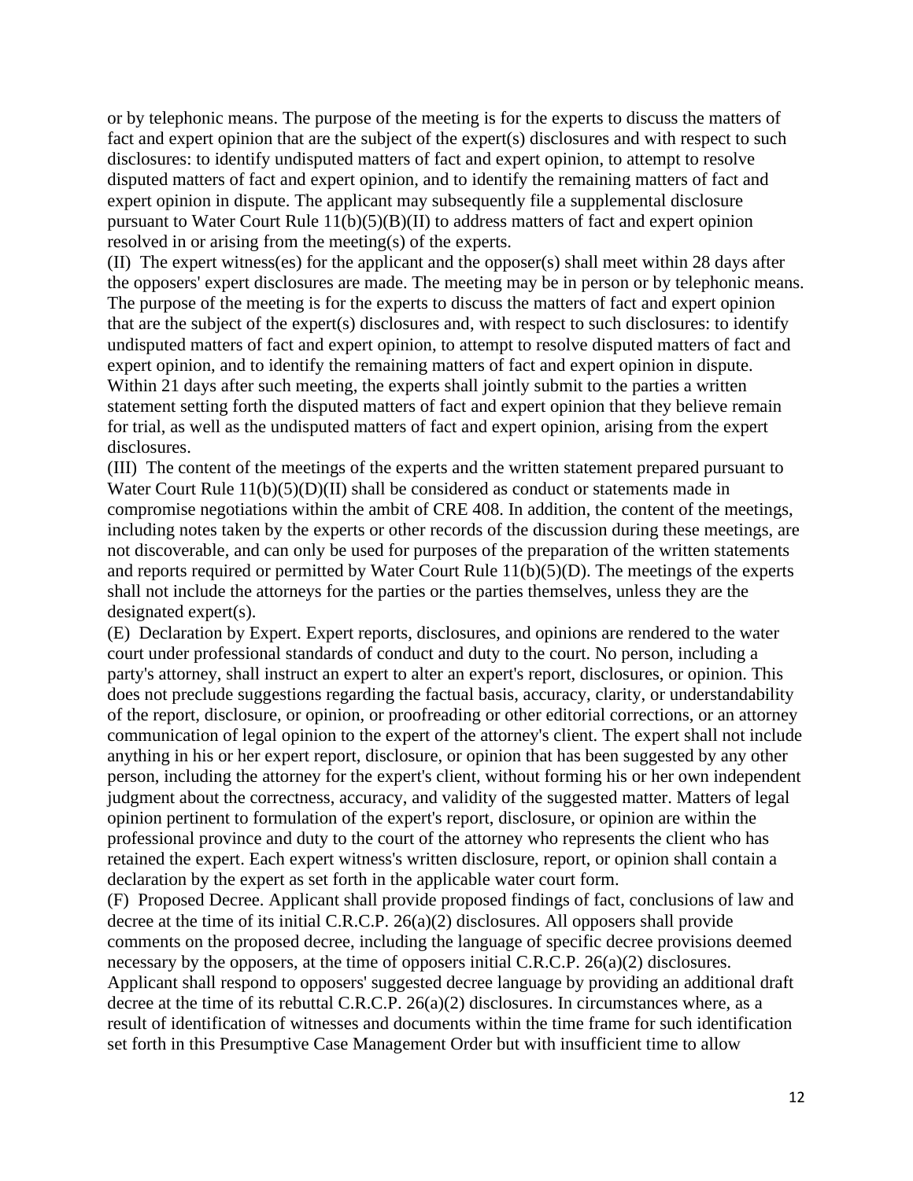or by telephonic means. The purpose of the meeting is for the experts to discuss the matters of fact and expert opinion that are the subject of the expert(s) disclosures and with respect to such disclosures: to identify undisputed matters of fact and expert opinion, to attempt to resolve disputed matters of fact and expert opinion, and to identify the remaining matters of fact and expert opinion in dispute. The applicant may subsequently file a supplemental disclosure pursuant to Water Court Rule 11(b)(5)(B)(II) to address matters of fact and expert opinion resolved in or arising from the meeting(s) of the experts.

(II) The expert witness(es) for the applicant and the opposer(s) shall meet within 28 days after the opposers' expert disclosures are made. The meeting may be in person or by telephonic means. The purpose of the meeting is for the experts to discuss the matters of fact and expert opinion that are the subject of the expert(s) disclosures and, with respect to such disclosures: to identify undisputed matters of fact and expert opinion, to attempt to resolve disputed matters of fact and expert opinion, and to identify the remaining matters of fact and expert opinion in dispute. Within 21 days after such meeting, the experts shall jointly submit to the parties a written statement setting forth the disputed matters of fact and expert opinion that they believe remain for trial, as well as the undisputed matters of fact and expert opinion, arising from the expert disclosures.

(III) The content of the meetings of the experts and the written statement prepared pursuant to Water Court Rule 11(b)(5)(D)(II) shall be considered as conduct or statements made in compromise negotiations within the ambit of CRE 408. In addition, the content of the meetings, including notes taken by the experts or other records of the discussion during these meetings, are not discoverable, and can only be used for purposes of the preparation of the written statements and reports required or permitted by Water Court Rule 11(b)(5)(D). The meetings of the experts shall not include the attorneys for the parties or the parties themselves, unless they are the designated expert(s).

(E) Declaration by Expert. Expert reports, disclosures, and opinions are rendered to the water court under professional standards of conduct and duty to the court. No person, including a party's attorney, shall instruct an expert to alter an expert's report, disclosures, or opinion. This does not preclude suggestions regarding the factual basis, accuracy, clarity, or understandability of the report, disclosure, or opinion, or proofreading or other editorial corrections, or an attorney communication of legal opinion to the expert of the attorney's client. The expert shall not include anything in his or her expert report, disclosure, or opinion that has been suggested by any other person, including the attorney for the expert's client, without forming his or her own independent judgment about the correctness, accuracy, and validity of the suggested matter. Matters of legal opinion pertinent to formulation of the expert's report, disclosure, or opinion are within the professional province and duty to the court of the attorney who represents the client who has retained the expert. Each expert witness's written disclosure, report, or opinion shall contain a declaration by the expert as set forth in the applicable water court form.

(F) Proposed Decree. Applicant shall provide proposed findings of fact, conclusions of law and decree at the time of its initial C.R.C.P. 26(a)(2) disclosures. All opposers shall provide comments on the proposed decree, including the language of specific decree provisions deemed necessary by the opposers, at the time of opposers initial C.R.C.P. 26(a)(2) disclosures. Applicant shall respond to opposers' suggested decree language by providing an additional draft decree at the time of its rebuttal C.R.C.P. 26(a)(2) disclosures. In circumstances where, as a result of identification of witnesses and documents within the time frame for such identification set forth in this Presumptive Case Management Order but with insufficient time to allow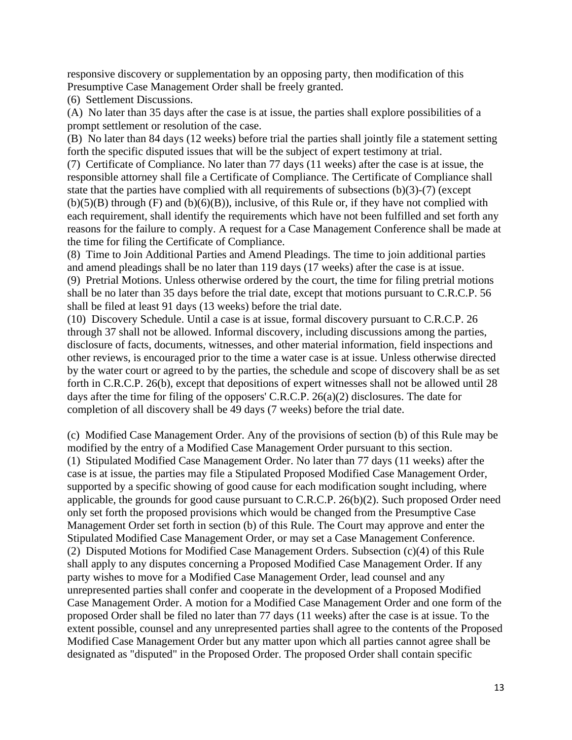responsive discovery or supplementation by an opposing party, then modification of this Presumptive Case Management Order shall be freely granted.

(6) Settlement Discussions.

(A) No later than 35 days after the case is at issue, the parties shall explore possibilities of a prompt settlement or resolution of the case.

(B) No later than 84 days (12 weeks) before trial the parties shall jointly file a statement setting forth the specific disputed issues that will be the subject of expert testimony at trial.

(7) Certificate of Compliance. No later than 77 days (11 weeks) after the case is at issue, the responsible attorney shall file a Certificate of Compliance. The Certificate of Compliance shall state that the parties have complied with all requirements of subsections (b)(3)-(7) (except (b)(5)(B) through (F) and (b)(6)(B)), inclusive, of this Rule or, if they have not complied with each requirement, shall identify the requirements which have not been fulfilled and set forth any reasons for the failure to comply. A request for a Case Management Conference shall be made at the time for filing the Certificate of Compliance.

(8) Time to Join Additional Parties and Amend Pleadings. The time to join additional parties and amend pleadings shall be no later than 119 days (17 weeks) after the case is at issue.

(9) Pretrial Motions. Unless otherwise ordered by the court, the time for filing pretrial motions shall be no later than 35 days before the trial date, except that motions pursuant to C.R.C.P. 56 shall be filed at least 91 days (13 weeks) before the trial date.

(10) Discovery Schedule. Until a case is at issue, formal discovery pursuant to C.R.C.P. 26 through 37 shall not be allowed. Informal discovery, including discussions among the parties, disclosure of facts, documents, witnesses, and other material information, field inspections and other reviews, is encouraged prior to the time a water case is at issue. Unless otherwise directed by the water court or agreed to by the parties, the schedule and scope of discovery shall be as set forth in C.R.C.P. 26(b), except that depositions of expert witnesses shall not be allowed until 28 days after the time for filing of the opposers' C.R.C.P. 26(a)(2) disclosures. The date for completion of all discovery shall be 49 days (7 weeks) before the trial date.

(c) Modified Case Management Order. Any of the provisions of section (b) of this Rule may be modified by the entry of a Modified Case Management Order pursuant to this section.

(1) Stipulated Modified Case Management Order. No later than 77 days (11 weeks) after the case is at issue, the parties may file a Stipulated Proposed Modified Case Management Order, supported by a specific showing of good cause for each modification sought including, where applicable, the grounds for good cause pursuant to C.R.C.P. 26(b)(2). Such proposed Order need only set forth the proposed provisions which would be changed from the Presumptive Case Management Order set forth in section (b) of this Rule. The Court may approve and enter the Stipulated Modified Case Management Order, or may set a Case Management Conference.

(2) Disputed Motions for Modified Case Management Orders. Subsection (c)(4) of this Rule shall apply to any disputes concerning a Proposed Modified Case Management Order. If any party wishes to move for a Modified Case Management Order, lead counsel and any unrepresented parties shall confer and cooperate in the development of a Proposed Modified Case Management Order. A motion for a Modified Case Management Order and one form of the proposed Order shall be filed no later than 77 days (11 weeks) after the case is at issue. To the extent possible, counsel and any unrepresented parties shall agree to the contents of the Proposed Modified Case Management Order but any matter upon which all parties cannot agree shall be designated as "disputed" in the Proposed Order. The proposed Order shall contain specific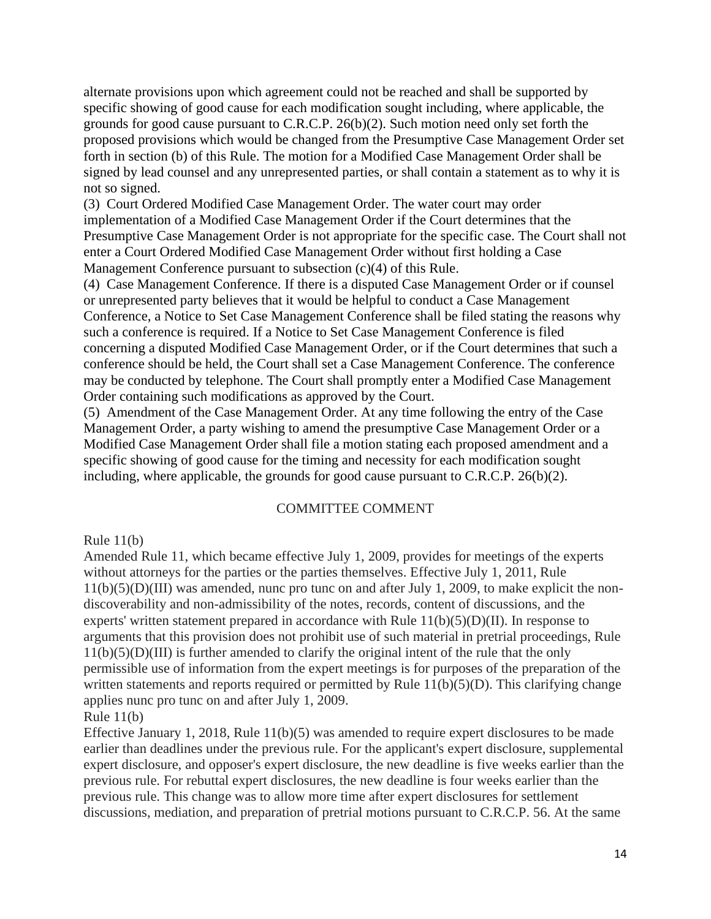alternate provisions upon which agreement could not be reached and shall be supported by specific showing of good cause for each modification sought including, where applicable, the grounds for good cause pursuant to C.R.C.P. 26(b)(2). Such motion need only set forth the proposed provisions which would be changed from the Presumptive Case Management Order set forth in section (b) of this Rule. The motion for a Modified Case Management Order shall be signed by lead counsel and any unrepresented parties, or shall contain a statement as to why it is not so signed.

(3) Court Ordered Modified Case Management Order. The water court may order implementation of a Modified Case Management Order if the Court determines that the Presumptive Case Management Order is not appropriate for the specific case. The Court shall not enter a Court Ordered Modified Case Management Order without first holding a Case Management Conference pursuant to subsection (c)(4) of this Rule.

(4) Case Management Conference. If there is a disputed Case Management Order or if counsel or unrepresented party believes that it would be helpful to conduct a Case Management Conference, a Notice to Set Case Management Conference shall be filed stating the reasons why such a conference is required. If a Notice to Set Case Management Conference is filed concerning a disputed Modified Case Management Order, or if the Court determines that such a conference should be held, the Court shall set a Case Management Conference. The conference may be conducted by telephone. The Court shall promptly enter a Modified Case Management Order containing such modifications as approved by the Court.

(5) Amendment of the Case Management Order. At any time following the entry of the Case Management Order, a party wishing to amend the presumptive Case Management Order or a Modified Case Management Order shall file a motion stating each proposed amendment and a specific showing of good cause for the timing and necessity for each modification sought including, where applicable, the grounds for good cause pursuant to C.R.C.P. 26(b)(2).

## COMMITTEE COMMENT

Rule 11(b)

Amended Rule 11, which became effective July 1, 2009, provides for meetings of the experts without attorneys for the parties or the parties themselves. Effective July 1, 2011, Rule 11(b)(5)(D)(III) was amended, nunc pro tunc on and after July 1, 2009, to make explicit the non-discoverability and non-admissibility of the notes, records, content of discussions, and the experts' written statement prepared in accordance with Rule 11(b)(5)(D)(II). In response to arguments that this provision does not prohibit use of such material in pretrial proceedings, Rule 11(b)(5)(D)(III) is further amended to clarify the original intent of the rule that the only permissible use of information from the expert meetings is for purposes of the preparation of the written statements and reports required or permitted by Rule 11(b)(5)(D). This clarifying change applies nunc pro tunc on and after July 1, 2009.

Rule 11(b)

Effective January 1, 2018, Rule 11(b)(5) was amended to require expert disclosures to be made earlier than deadlines under the previous rule. For the applicant's expert disclosure, supplemental expert disclosure, and opposer's expert disclosure, the new deadline is five weeks earlier than the previous rule. For rebuttal expert disclosures, the new deadline is four weeks earlier than the previous rule. This change was to allow more time after expert disclosures for settlement discussions, mediation, and preparation of pretrial motions pursuant to C.R.C.P. 56. At the same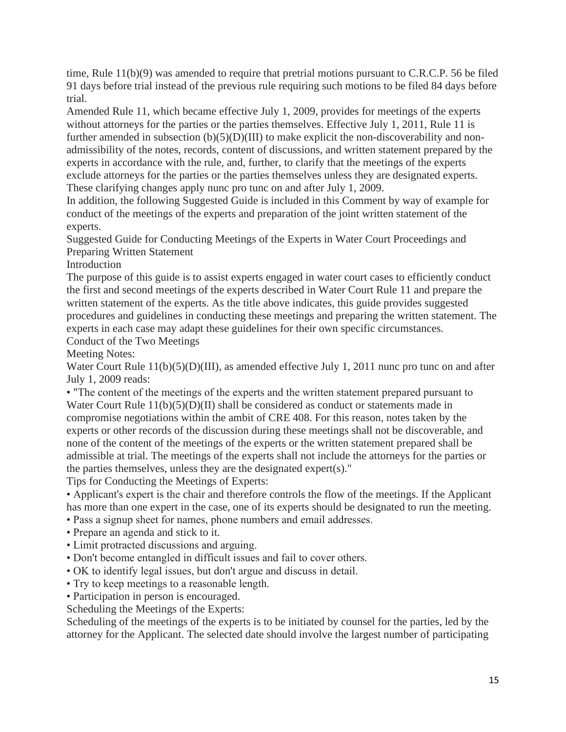time, Rule 11(b)(9) was amended to require that pretrial motions pursuant to C.R.C.P. 56 be filed 91 days before trial instead of the previous rule requiring such motions to be filed 84 days before trial.

Amended Rule 11, which became effective July 1, 2009, provides for meetings of the experts without attorneys for the parties or the parties themselves. Effective July 1, 2011, Rule 11 is further amended in subsection (b)(5)(D)(III) to make explicit the non-discoverability and non-admissibility of the notes, records, content of discussions, and written statement prepared by the experts in accordance with the rule, and, further, to clarify that the meetings of the experts exclude attorneys for the parties or the parties themselves unless they are designated experts. These clarifying changes apply nunc pro tunc on and after July 1, 2009.

In addition, the following Suggested Guide is included in this Comment by way of example for conduct of the meetings of the experts and preparation of the joint written statement of the experts.

Suggested Guide for Conducting Meetings of the Experts in Water Court Proceedings and Preparing Written Statement

Introduction

The purpose of this guide is to assist experts engaged in water court cases to efficiently conduct the first and second meetings of the experts described in Water Court Rule 11 and prepare the written statement of the experts. As the title above indicates, this guide provides suggested procedures and guidelines in conducting these meetings and preparing the written statement. The experts in each case may adapt these guidelines for their own specific circumstances.

Conduct of the Two Meetings

Meeting Notes:

Water Court Rule 11(b)(5)(D)(III), as amended effective July 1, 2011 nunc pro tunc on and after July 1, 2009 reads:

- "The content of the meetings of the experts and the written statement prepared pursuant to Water Court Rule 11(b)(5)(D)(II) shall be considered as conduct or statements made in compromise negotiations within the ambit of CRE 408. For this reason, notes taken by the experts or other records of the discussion during these meetings shall not be discoverable, and none of the content of the meetings of the experts or the written statement prepared shall be admissible at trial. The meetings of the experts shall not include the attorneys for the parties or the parties themselves, unless they are the designated expert(s)."

Tips for Conducting the Meetings of Experts:

- Applicant's expert is the chair and therefore controls the flow of the meetings. If the Applicant has more than one expert in the case, one of its experts should be designated to run the meeting.
- Pass a signup sheet for names, phone numbers and email addresses.
- Prepare an agenda and stick to it.
- Limit protracted discussions and arguing.
- Don't become entangled in difficult issues and fail to cover others.
- OK to identify legal issues, but don't argue and discuss in detail.
- Try to keep meetings to a reasonable length.
- Participation in person is encouraged.

Scheduling the Meetings of the Experts:

Scheduling of the meetings of the experts is to be initiated by counsel for the parties, led by the attorney for the Applicant. The selected date should involve the largest number of participating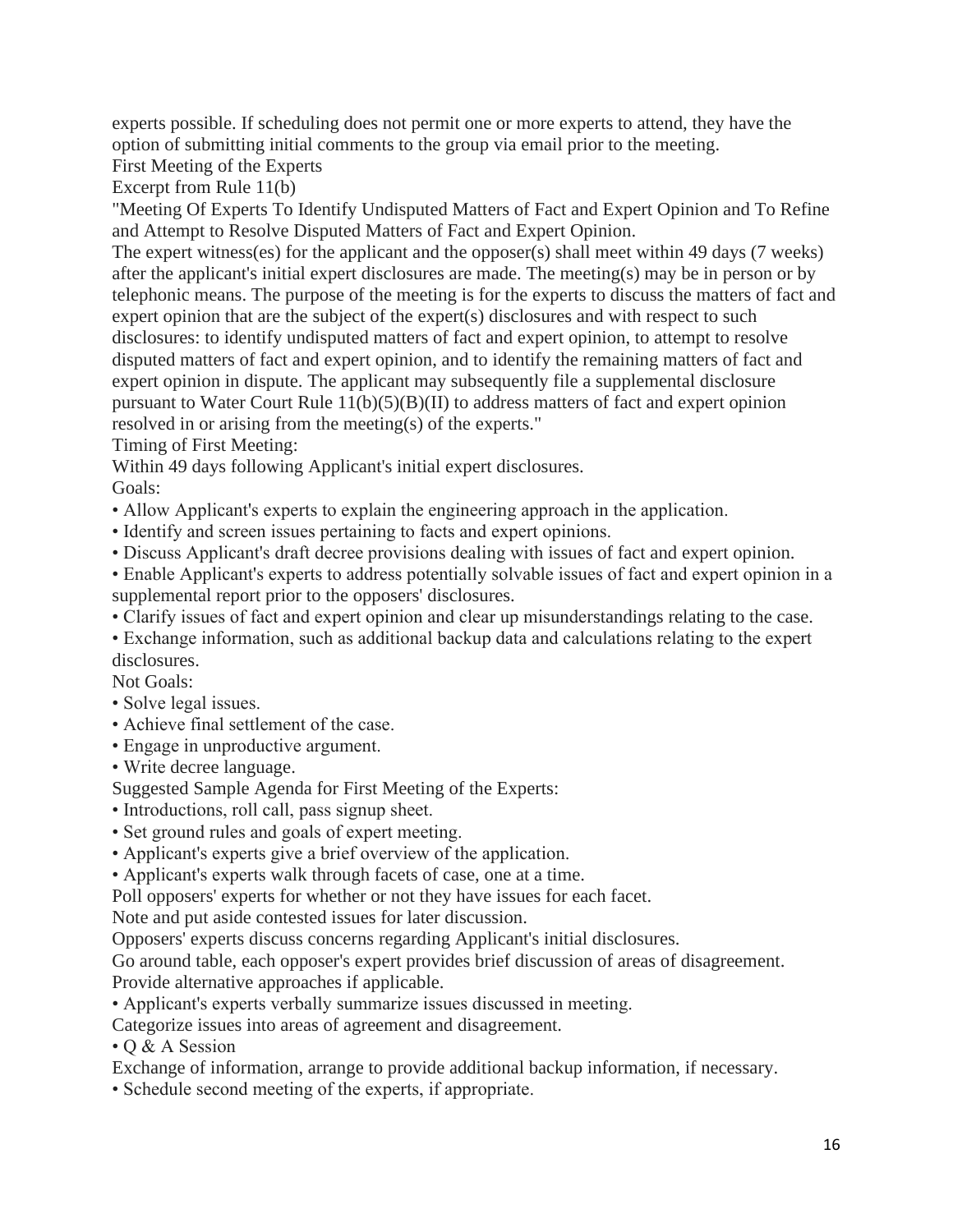experts possible. If scheduling does not permit one or more experts to attend, they have the option of submitting initial comments to the group via email prior to the meeting.

## First Meeting of the Experts

Excerpt from Rule 11(b)

"Meeting Of Experts To Identify Undisputed Matters of Fact and Expert Opinion and To Refine and Attempt to Resolve Disputed Matters of Fact and Expert Opinion.

The expert witness(es) for the applicant and the opposer(s) shall meet within 49 days (7 weeks) after the applicant's initial expert disclosures are made. The meeting(s) may be in person or by telephonic means. The purpose of the meeting is for the experts to discuss the matters of fact and expert opinion that are the subject of the expert(s) disclosures and with respect to such disclosures: to identify undisputed matters of fact and expert opinion, to attempt to resolve disputed matters of fact and expert opinion, and to identify the remaining matters of fact and expert opinion in dispute. The applicant may subsequently file a supplemental disclosure pursuant to Water Court Rule 11(b)(5)(B)(II) to address matters of fact and expert opinion resolved in or arising from the meeting(s) of the experts."

Timing of First Meeting:

Within 49 days following Applicant's initial expert disclosures.

Goals:

- Allow Applicant's experts to explain the engineering approach in the application.
- Identify and screen issues pertaining to facts and expert opinions.
- Discuss Applicant's draft decree provisions dealing with issues of fact and expert opinion.
- Enable Applicant's experts to address potentially solvable issues of fact and expert opinion in a supplemental report prior to the opposers' disclosures.
- Clarify issues of fact and expert opinion and clear up misunderstandings relating to the case.
- Exchange information, such as additional backup data and calculations relating to the expert disclosures.

Not Goals:

- Solve legal issues.
- Achieve final settlement of the case.
- Engage in unproductive argument.
- Write decree language.

Suggested Sample Agenda for First Meeting of the Experts:

- Introductions, roll call, pass signup sheet.
- Set ground rules and goals of expert meeting.
- Applicant's experts give a brief overview of the application.
- Applicant's experts walk through facets of case, one at a time.

Poll opposers' experts for whether or not they have issues for each facet.

Note and put aside contested issues for later discussion.

Opposers' experts discuss concerns regarding Applicant's initial disclosures.

Go around table, each opposer's expert provides brief discussion of areas of disagreement.

Provide alternative approaches if applicable.

- Applicant's experts verbally summarize issues discussed in meeting.

Categorize issues into areas of agreement and disagreement.

- Q & A Session

Exchange of information, arrange to provide additional backup information, if necessary.

- Schedule second meeting of the experts, if appropriate.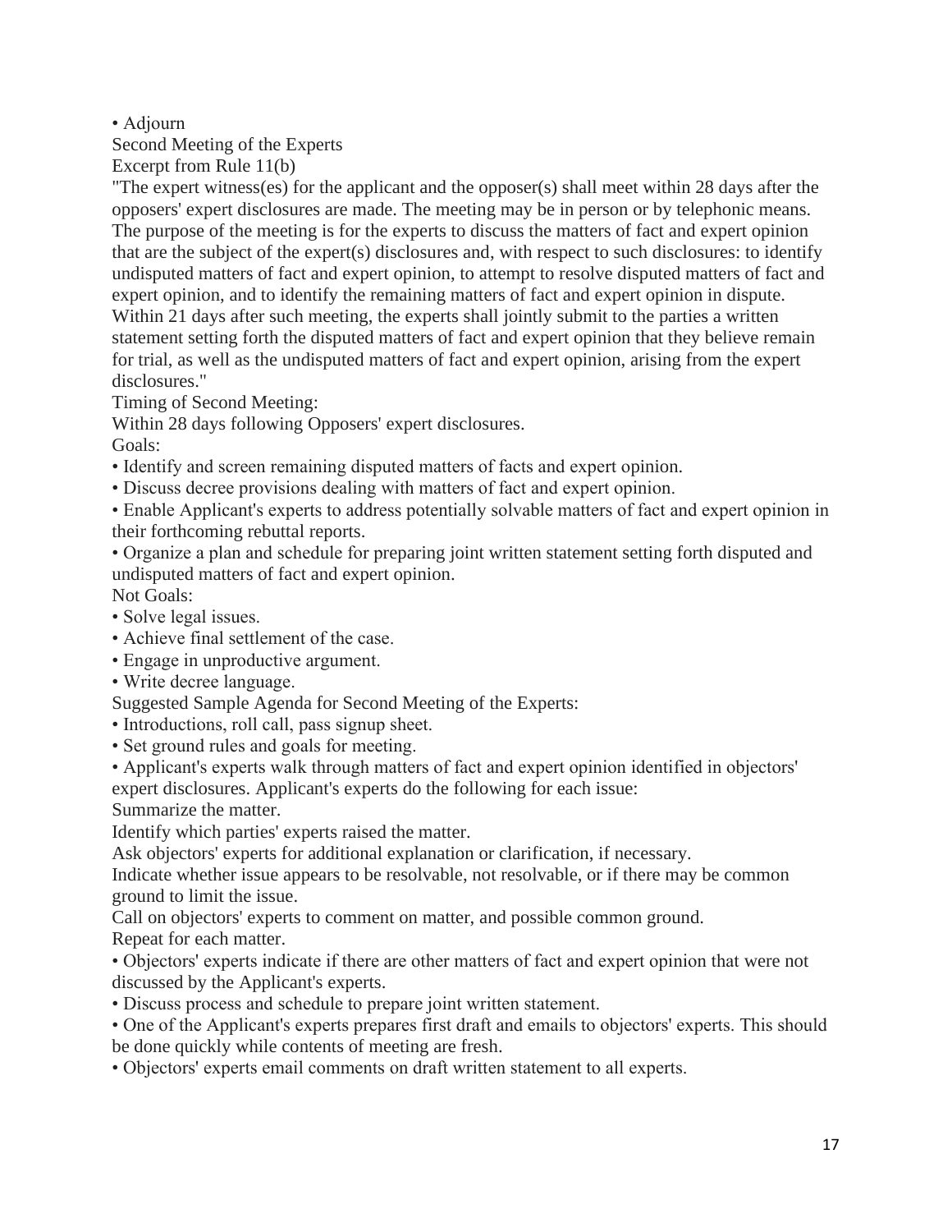- Adjourn

## Second Meeting of the Experts

Excerpt from Rule 11(b)

"The expert witness(es) for the applicant and the opposer(s) shall meet within 28 days after the opposers' expert disclosures are made. The meeting may be in person or by telephonic means. The purpose of the meeting is for the experts to discuss the matters of fact and expert opinion that are the subject of the expert(s) disclosures and, with respect to such disclosures: to identify undisputed matters of fact and expert opinion, to attempt to resolve disputed matters of fact and expert opinion, and to identify the remaining matters of fact and expert opinion in dispute. Within 21 days after such meeting, the experts shall jointly submit to the parties a written statement setting forth the disputed matters of fact and expert opinion that they believe remain for trial, as well as the undisputed matters of fact and expert opinion, arising from the expert disclosures."

Timing of Second Meeting:

Within 28 days following Opposers' expert disclosures.

Goals:

- Identify and screen remaining disputed matters of facts and expert opinion.
- Discuss decree provisions dealing with matters of fact and expert opinion.
- Enable Applicant's experts to address potentially solvable matters of fact and expert opinion in their forthcoming rebuttal reports.
- Organize a plan and schedule for preparing joint written statement setting forth disputed and undisputed matters of fact and expert opinion.

Not Goals:

- Solve legal issues.
- Achieve final settlement of the case.
- Engage in unproductive argument.
- Write decree language.

Suggested Sample Agenda for Second Meeting of the Experts:

- Introductions, roll call, pass signup sheet.
- Set ground rules and goals for meeting.
- Applicant's experts walk through matters of fact and expert opinion identified in objectors' expert disclosures. Applicant's experts do the following for each issue:

  Summarize the matter.

  Identify which parties' experts raised the matter.

  Ask objectors' experts for additional explanation or clarification, if necessary.

  Indicate whether issue appears to be resolvable, not resolvable, or if there may be common ground to limit the issue.

  Call on objectors' experts to comment on matter, and possible common ground.

  Repeat for each matter.
- Objectors' experts indicate if there are other matters of fact and expert opinion that were not discussed by the Applicant's experts.
- Discuss process and schedule to prepare joint written statement.
- One of the Applicant's experts prepares first draft and emails to objectors' experts. This should be done quickly while contents of meeting are fresh.
- Objectors' experts email comments on draft written statement to all experts.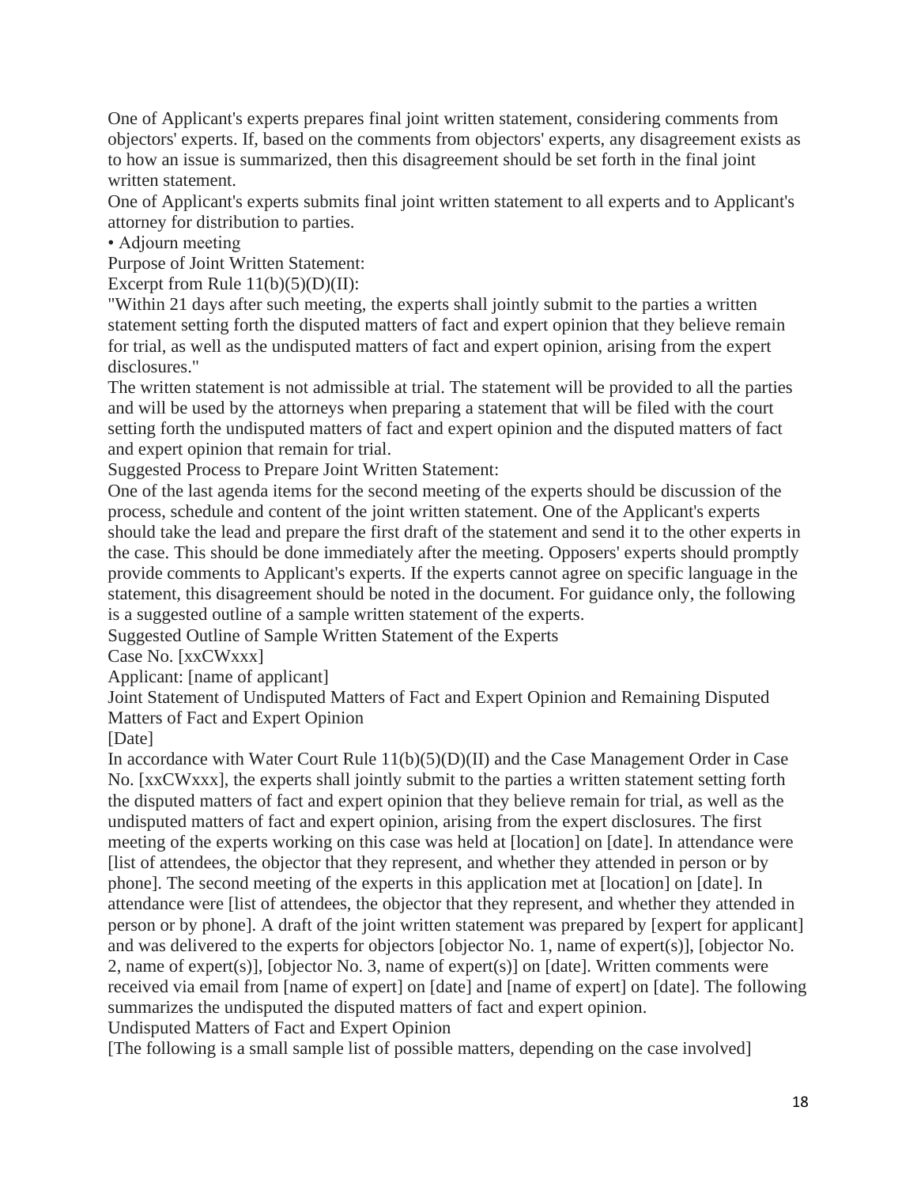One of Applicant's experts prepares final joint written statement, considering comments from objectors' experts. If, based on the comments from objectors' experts, any disagreement exists as to how an issue is summarized, then this disagreement should be set forth in the final joint written statement.

One of Applicant's experts submits final joint written statement to all experts and to Applicant's attorney for distribution to parties.

• Adjourn meeting

Purpose of Joint Written Statement:

Excerpt from Rule 11(b)(5)(D)(II):

"Within 21 days after such meeting, the experts shall jointly submit to the parties a written statement setting forth the disputed matters of fact and expert opinion that they believe remain for trial, as well as the undisputed matters of fact and expert opinion, arising from the expert disclosures."

The written statement is not admissible at trial. The statement will be provided to all the parties and will be used by the attorneys when preparing a statement that will be filed with the court setting forth the undisputed matters of fact and expert opinion and the disputed matters of fact and expert opinion that remain for trial.

Suggested Process to Prepare Joint Written Statement:

One of the last agenda items for the second meeting of the experts should be discussion of the process, schedule and content of the joint written statement. One of the Applicant's experts should take the lead and prepare the first draft of the statement and send it to the other experts in the case. This should be done immediately after the meeting. Opposers' experts should promptly provide comments to Applicant's experts. If the experts cannot agree on specific language in the statement, this disagreement should be noted in the document. For guidance only, the following is a suggested outline of a sample written statement of the experts.

Suggested Outline of Sample Written Statement of the Experts

Case No. [xxCWxxx]

Applicant: [name of applicant]

Joint Statement of Undisputed Matters of Fact and Expert Opinion and Remaining Disputed Matters of Fact and Expert Opinion

[Date]

In accordance with Water Court Rule 11(b)(5)(D)(II) and the Case Management Order in Case No. [xxCWxxx], the experts shall jointly submit to the parties a written statement setting forth the disputed matters of fact and expert opinion that they believe remain for trial, as well as the undisputed matters of fact and expert opinion, arising from the expert disclosures. The first meeting of the experts working on this case was held at [location] on [date]. In attendance were [list of attendees, the objector that they represent, and whether they attended in person or by phone]. The second meeting of the experts in this application met at [location] on [date]. In attendance were [list of attendees, the objector that they represent, and whether they attended in person or by phone]. A draft of the joint written statement was prepared by [expert for applicant] and was delivered to the experts for objectors [objector No. 1, name of expert(s)], [objector No. 2, name of expert(s)], [objector No. 3, name of expert(s)] on [date]. Written comments were received via email from [name of expert] on [date] and [name of expert] on [date]. The following summarizes the undisputed the disputed matters of fact and expert opinion.

Undisputed Matters of Fact and Expert Opinion

[The following is a small sample list of possible matters, depending on the case involved]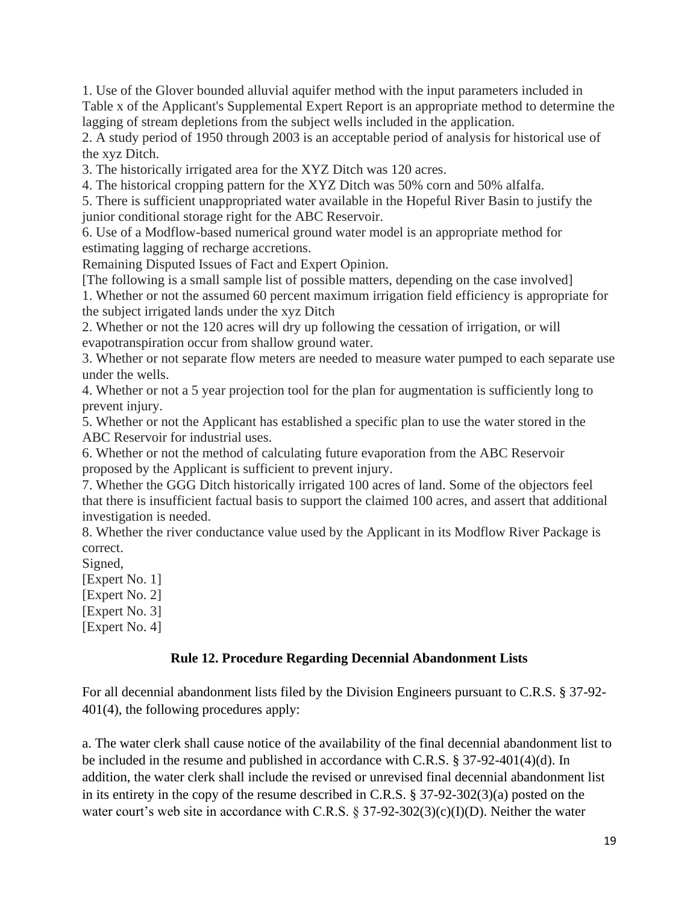1. Use of the Glover bounded alluvial aquifer method with the input parameters included in Table x of the Applicant's Supplemental Expert Report is an appropriate method to determine the lagging of stream depletions from the subject wells included in the application.
2. A study period of 1950 through 2003 is an acceptable period of analysis for historical use of the xyz Ditch.
3. The historically irrigated area for the XYZ Ditch was 120 acres.
4. The historical cropping pattern for the XYZ Ditch was 50% corn and 50% alfalfa.
5. There is sufficient unappropriated water available in the Hopeful River Basin to justify the junior conditional storage right for the ABC Reservoir.
6. Use of a Modflow-based numerical ground water model is an appropriate method for estimating lagging of recharge accretions.

Remaining Disputed Issues of Fact and Expert Opinion.

[The following is a small sample list of possible matters, depending on the case involved]

1. Whether or not the assumed 60 percent maximum irrigation field efficiency is appropriate for the subject irrigated lands under the xyz Ditch
2. Whether or not the 120 acres will dry up following the cessation of irrigation, or will evapotranspiration occur from shallow ground water.
3. Whether or not separate flow meters are needed to measure water pumped to each separate use under the wells.
4. Whether or not a 5 year projection tool for the plan for augmentation is sufficiently long to prevent injury.
5. Whether or not the Applicant has established a specific plan to use the water stored in the ABC Reservoir for industrial uses.
6. Whether or not the method of calculating future evaporation from the ABC Reservoir proposed by the Applicant is sufficient to prevent injury.
7. Whether the GGG Ditch historically irrigated 100 acres of land. Some of the objectors feel that there is insufficient factual basis to support the claimed 100 acres, and assert that additional investigation is needed.
8. Whether the river conductance value used by the Applicant in its Modflow River Package is correct.

Signed,

[Expert No. 1]

[Expert No. 2]

[Expert No. 3]

[Expert No. 4]

## Rule 12. Procedure Regarding Decennial Abandonment Lists

For all decennial abandonment lists filed by the Division Engineers pursuant to C.R.S. § 37-92-401(4), the following procedures apply:

a. The water clerk shall cause notice of the availability of the final decennial abandonment list to be included in the resume and published in accordance with C.R.S. § 37-92-401(4)(d). In addition, the water clerk shall include the revised or unrevised final decennial abandonment list in its entirety in the copy of the resume described in C.R.S. § 37-92-302(3)(a) posted on the water court's web site in accordance with C.R.S. § 37-92-302(3)(c)(I)(D). Neither the water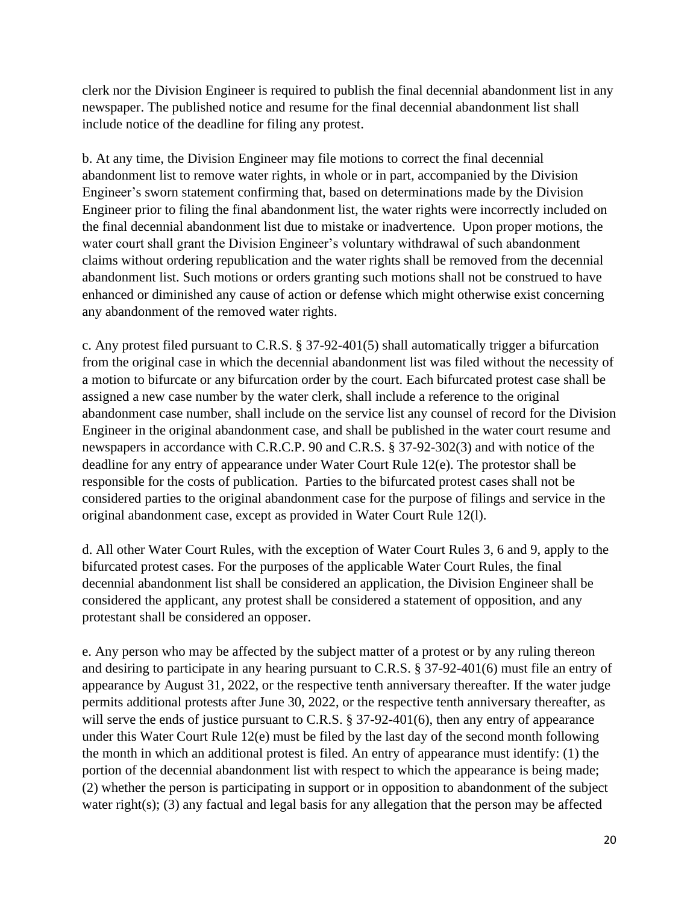clerk nor the Division Engineer is required to publish the final decennial abandonment list in any newspaper. The published notice and resume for the final decennial abandonment list shall include notice of the deadline for filing any protest.

b. At any time, the Division Engineer may file motions to correct the final decennial abandonment list to remove water rights, in whole or in part, accompanied by the Division Engineer's sworn statement confirming that, based on determinations made by the Division Engineer prior to filing the final abandonment list, the water rights were incorrectly included on the final decennial abandonment list due to mistake or inadvertence. Upon proper motions, the water court shall grant the Division Engineer's voluntary withdrawal of such abandonment claims without ordering republication and the water rights shall be removed from the decennial abandonment list. Such motions or orders granting such motions shall not be construed to have enhanced or diminished any cause of action or defense which might otherwise exist concerning any abandonment of the removed water rights.

c. Any protest filed pursuant to C.R.S. § 37-92-401(5) shall automatically trigger a bifurcation from the original case in which the decennial abandonment list was filed without the necessity of a motion to bifurcate or any bifurcation order by the court. Each bifurcated protest case shall be assigned a new case number by the water clerk, shall include a reference to the original abandonment case number, shall include on the service list any counsel of record for the Division Engineer in the original abandonment case, and shall be published in the water court resume and newspapers in accordance with C.R.C.P. 90 and C.R.S. § 37-92-302(3) and with notice of the deadline for any entry of appearance under Water Court Rule 12(e). The protestor shall be responsible for the costs of publication. Parties to the bifurcated protest cases shall not be considered parties to the original abandonment case for the purpose of filings and service in the original abandonment case, except as provided in Water Court Rule 12(l).

d. All other Water Court Rules, with the exception of Water Court Rules 3, 6 and 9, apply to the bifurcated protest cases. For the purposes of the applicable Water Court Rules, the final decennial abandonment list shall be considered an application, the Division Engineer shall be considered the applicant, any protest shall be considered a statement of opposition, and any protestant shall be considered an opposer.

e. Any person who may be affected by the subject matter of a protest or by any ruling thereon and desiring to participate in any hearing pursuant to C.R.S. § 37-92-401(6) must file an entry of appearance by August 31, 2022, or the respective tenth anniversary thereafter. If the water judge permits additional protests after June 30, 2022, or the respective tenth anniversary thereafter, as will serve the ends of justice pursuant to C.R.S. § 37-92-401(6), then any entry of appearance under this Water Court Rule 12(e) must be filed by the last day of the second month following the month in which an additional protest is filed. An entry of appearance must identify: (1) the portion of the decennial abandonment list with respect to which the appearance is being made; (2) whether the person is participating in support or in opposition to abandonment of the subject water right(s); (3) any factual and legal basis for any allegation that the person may be affected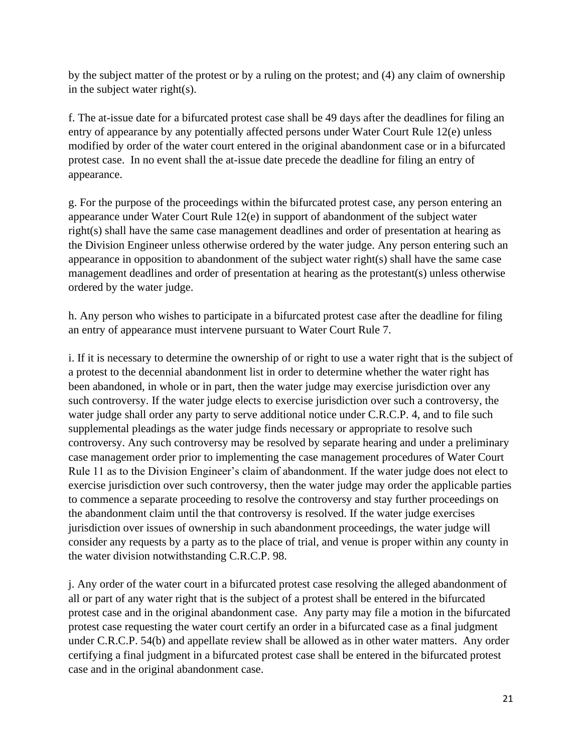by the subject matter of the protest or by a ruling on the protest; and (4) any claim of ownership in the subject water right(s).

f. The at-issue date for a bifurcated protest case shall be 49 days after the deadlines for filing an entry of appearance by any potentially affected persons under Water Court Rule 12(e) unless modified by order of the water court entered in the original abandonment case or in a bifurcated protest case. In no event shall the at-issue date precede the deadline for filing an entry of appearance.

g. For the purpose of the proceedings within the bifurcated protest case, any person entering an appearance under Water Court Rule 12(e) in support of abandonment of the subject water right(s) shall have the same case management deadlines and order of presentation at hearing as the Division Engineer unless otherwise ordered by the water judge. Any person entering such an appearance in opposition to abandonment of the subject water right(s) shall have the same case management deadlines and order of presentation at hearing as the protestant(s) unless otherwise ordered by the water judge.

h. Any person who wishes to participate in a bifurcated protest case after the deadline for filing an entry of appearance must intervene pursuant to Water Court Rule 7.

i. If it is necessary to determine the ownership of or right to use a water right that is the subject of a protest to the decennial abandonment list in order to determine whether the water right has been abandoned, in whole or in part, then the water judge may exercise jurisdiction over any such controversy. If the water judge elects to exercise jurisdiction over such a controversy, the water judge shall order any party to serve additional notice under C.R.C.P. 4, and to file such supplemental pleadings as the water judge finds necessary or appropriate to resolve such controversy. Any such controversy may be resolved by separate hearing and under a preliminary case management order prior to implementing the case management procedures of Water Court Rule 11 as to the Division Engineer's claim of abandonment. If the water judge does not elect to exercise jurisdiction over such controversy, then the water judge may order the applicable parties to commence a separate proceeding to resolve the controversy and stay further proceedings on the abandonment claim until the that controversy is resolved. If the water judge exercises jurisdiction over issues of ownership in such abandonment proceedings, the water judge will consider any requests by a party as to the place of trial, and venue is proper within any county in the water division notwithstanding C.R.C.P. 98.

j. Any order of the water court in a bifurcated protest case resolving the alleged abandonment of all or part of any water right that is the subject of a protest shall be entered in the bifurcated protest case and in the original abandonment case. Any party may file a motion in the bifurcated protest case requesting the water court certify an order in a bifurcated case as a final judgment under C.R.C.P. 54(b) and appellate review shall be allowed as in other water matters. Any order certifying a final judgment in a bifurcated protest case shall be entered in the bifurcated protest case and in the original abandonment case.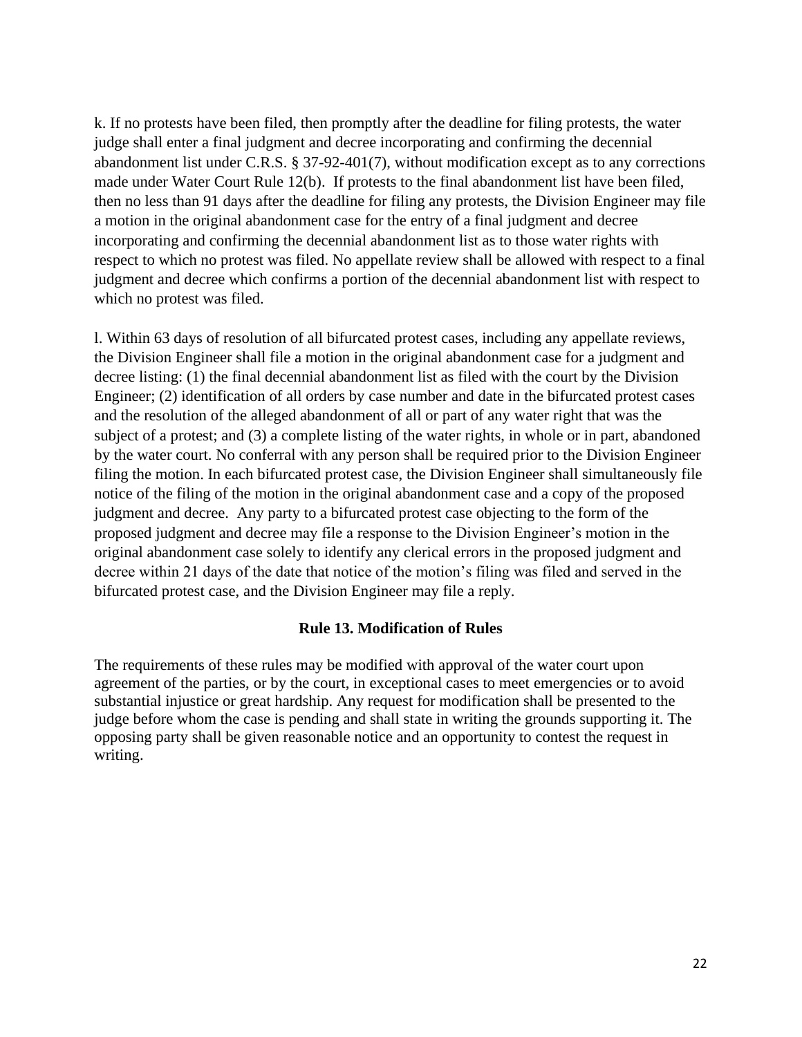k. If no protests have been filed, then promptly after the deadline for filing protests, the water judge shall enter a final judgment and decree incorporating and confirming the decennial abandonment list under C.R.S. § 37-92-401(7), without modification except as to any corrections made under Water Court Rule 12(b). If protests to the final abandonment list have been filed, then no less than 91 days after the deadline for filing any protests, the Division Engineer may file a motion in the original abandonment case for the entry of a final judgment and decree incorporating and confirming the decennial abandonment list as to those water rights with respect to which no protest was filed. No appellate review shall be allowed with respect to a final judgment and decree which confirms a portion of the decennial abandonment list with respect to which no protest was filed.

l. Within 63 days of resolution of all bifurcated protest cases, including any appellate reviews, the Division Engineer shall file a motion in the original abandonment case for a judgment and decree listing: (1) the final decennial abandonment list as filed with the court by the Division Engineer; (2) identification of all orders by case number and date in the bifurcated protest cases and the resolution of the alleged abandonment of all or part of any water right that was the subject of a protest; and (3) a complete listing of the water rights, in whole or in part, abandoned by the water court. No conferral with any person shall be required prior to the Division Engineer filing the motion. In each bifurcated protest case, the Division Engineer shall simultaneously file notice of the filing of the motion in the original abandonment case and a copy of the proposed judgment and decree. Any party to a bifurcated protest case objecting to the form of the proposed judgment and decree may file a response to the Division Engineer's motion in the original abandonment case solely to identify any clerical errors in the proposed judgment and decree within 21 days of the date that notice of the motion's filing was filed and served in the bifurcated protest case, and the Division Engineer may file a reply.

## Rule 13. Modification of Rules

The requirements of these rules may be modified with approval of the water court upon agreement of the parties, or by the court, in exceptional cases to meet emergencies or to avoid substantial injustice or great hardship. Any request for modification shall be presented to the judge before whom the case is pending and shall state in writing the grounds supporting it. The opposing party shall be given reasonable notice and an opportunity to contest the request in writing.